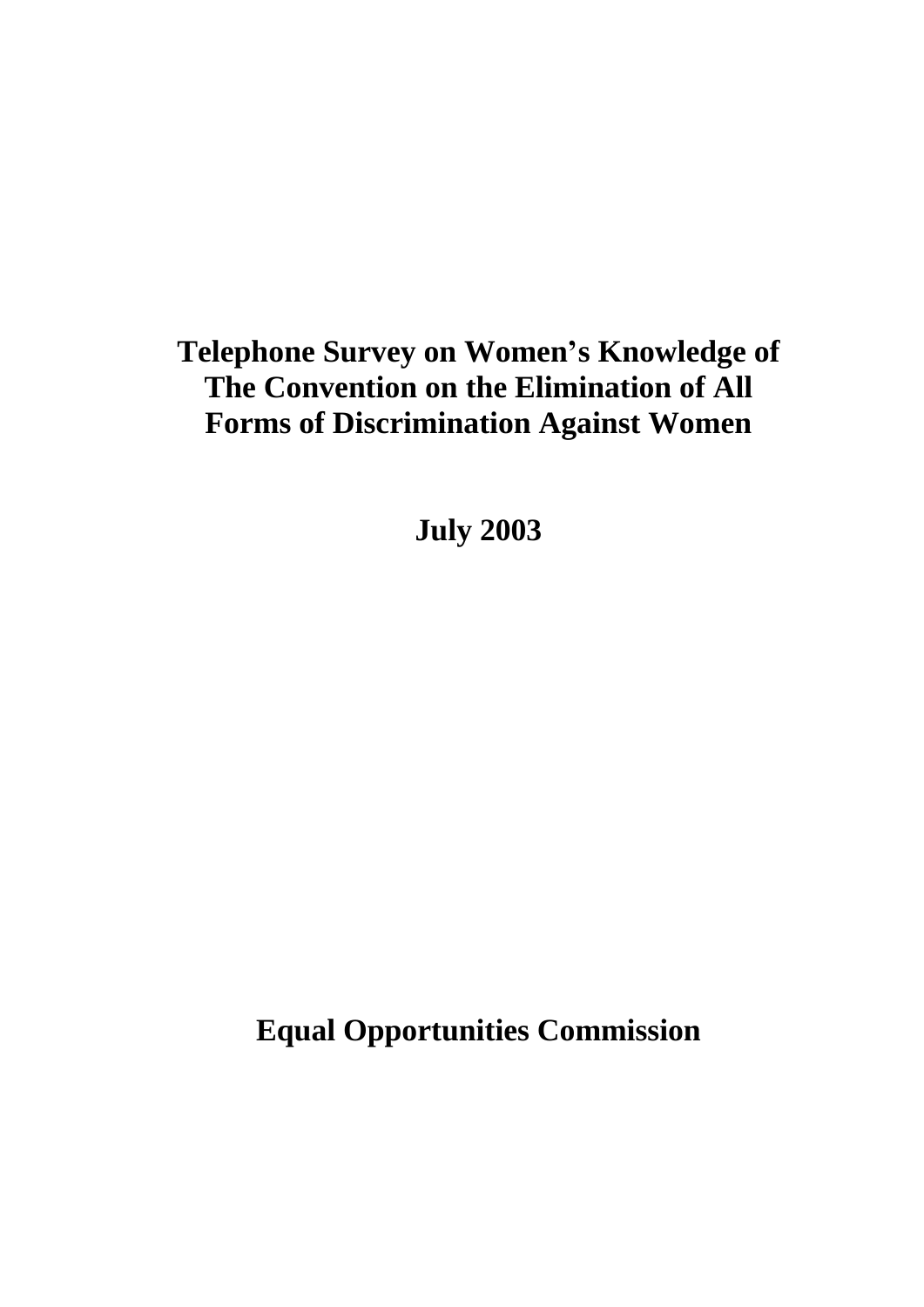# Telephone Survey on Women's Knowledge of The Convention on the Elimination of All Forms of Discrimination Against Women

**July 2003**

**Equal Opportunities Commission**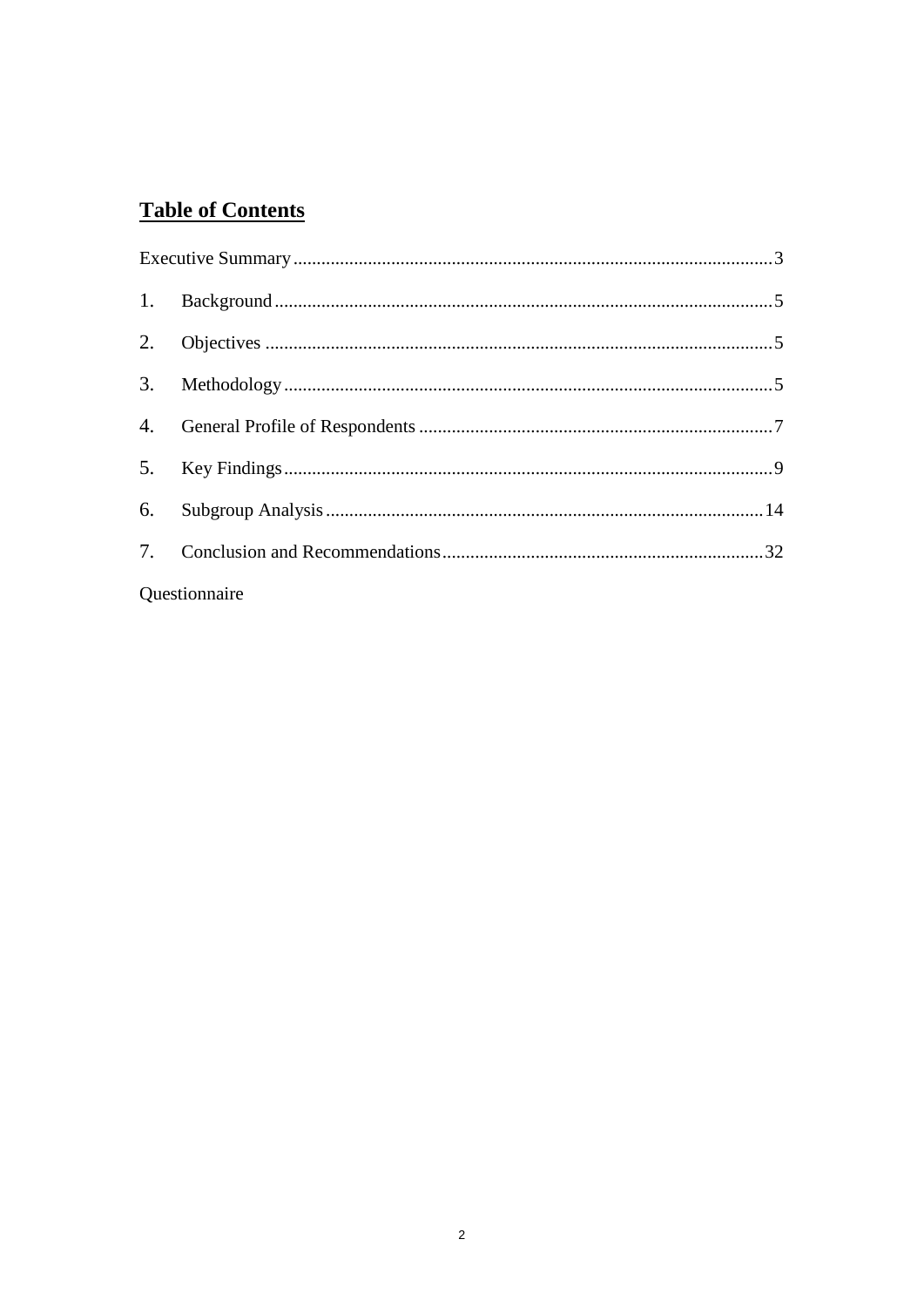## Table of Contents

Executive Summary ........................................ 3

1. Background ........................................ 5
2. Objectives ........................................ 5
3. Methodology ........................................ 5
4. General Profile of Respondents ........................................ 7
5. Key Findings ........................................ 9
6. Subgroup Analysis ........................................ 14
7. Conclusion and Recommendations ........................................ 32

Questionnaire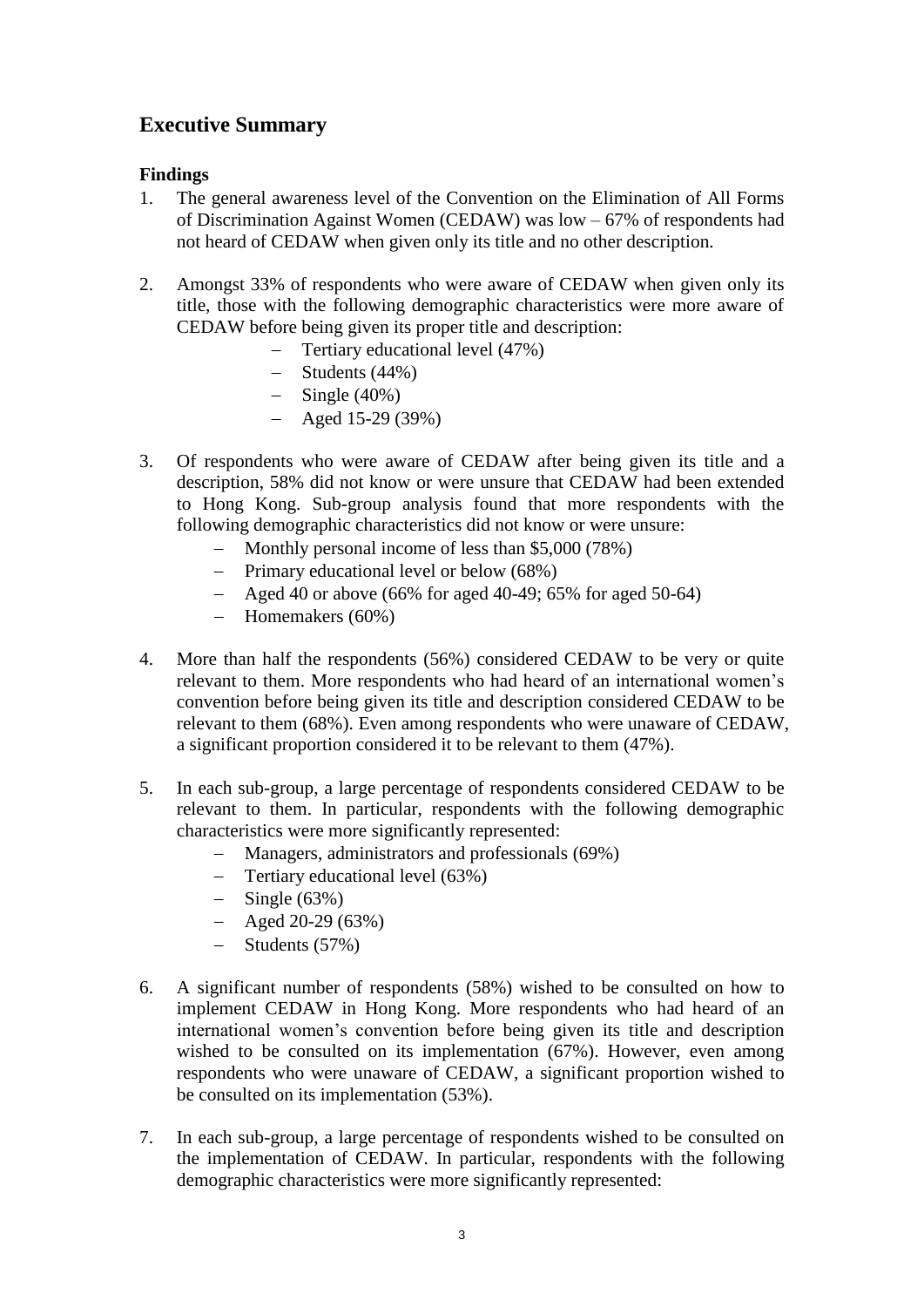## Executive Summary

### Findings

1. The general awareness level of the Convention on the Elimination of All Forms of Discrimination Against Women (CEDAW) was low – 67% of respondents had not heard of CEDAW when given only its title and no other description.

2. Amongst 33% of respondents who were aware of CEDAW when given only its title, those with the following demographic characteristics were more aware of CEDAW before being given its proper title and description:
   - Tertiary educational level (47%)
   - Students (44%)
   - Single (40%)
   - Aged 15-29 (39%)

3. Of respondents who were aware of CEDAW after being given its title and a description, 58% did not know or were unsure that CEDAW had been extended to Hong Kong. Sub-group analysis found that more respondents with the following demographic characteristics did not know or were unsure:
   - Monthly personal income of less than $5,000 (78%)
   - Primary educational level or below (68%)
   - Aged 40 or above (66% for aged 40-49; 65% for aged 50-64)
   - Homemakers (60%)

4. More than half the respondents (56%) considered CEDAW to be very or quite relevant to them. More respondents who had heard of an international women's convention before being given its title and description considered CEDAW to be relevant to them (68%). Even among respondents who were unaware of CEDAW, a significant proportion considered it to be relevant to them (47%).

5. In each sub-group, a large percentage of respondents considered CEDAW to be relevant to them. In particular, respondents with the following demographic characteristics were more significantly represented:
   - Managers, administrators and professionals (69%)
   - Tertiary educational level (63%)
   - Single (63%)
   - Aged 20-29 (63%)
   - Students (57%)

6. A significant number of respondents (58%) wished to be consulted on how to implement CEDAW in Hong Kong. More respondents who had heard of an international women's convention before being given its title and description wished to be consulted on its implementation (67%). However, even among respondents who were unaware of CEDAW, a significant proportion wished to be consulted on its implementation (53%).

7. In each sub-group, a large percentage of respondents wished to be consulted on the implementation of CEDAW. In particular, respondents with the following demographic characteristics were more significantly represented: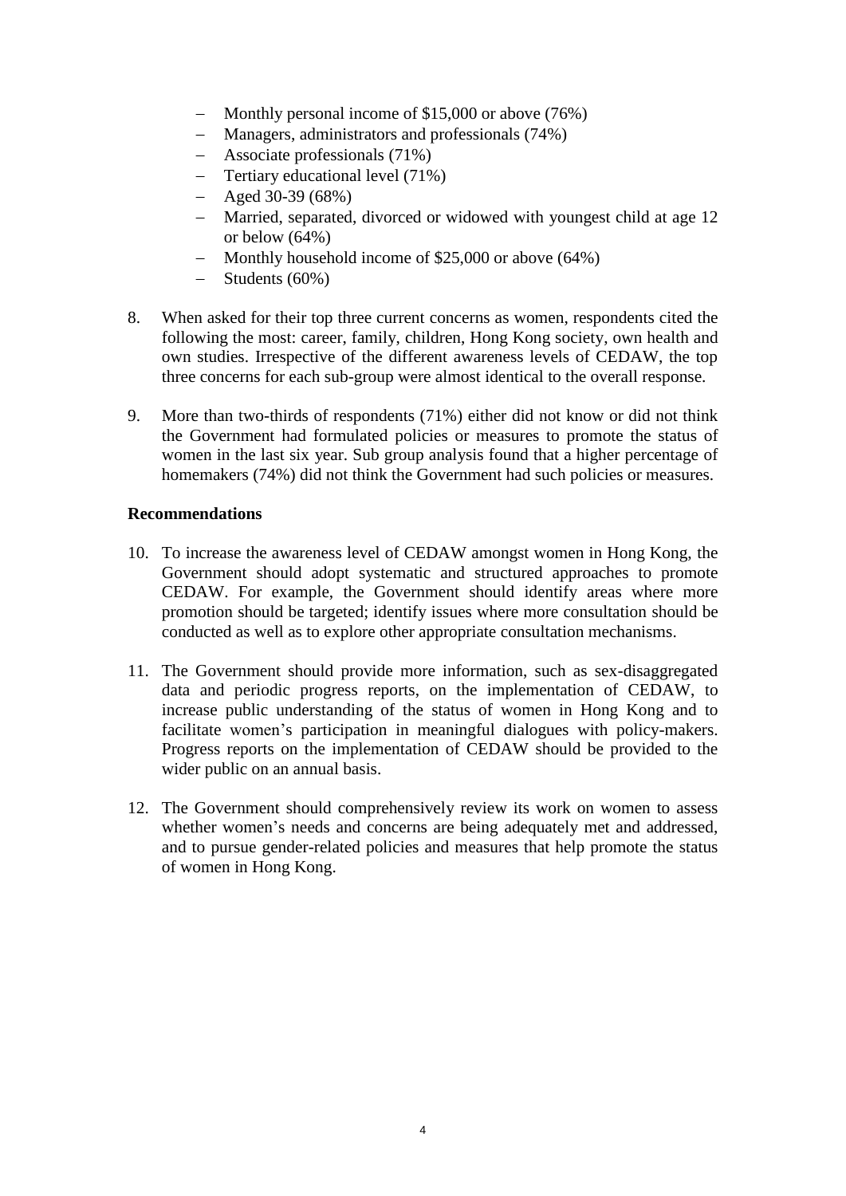- Monthly personal income of $15,000 or above (76%)
- Managers, administrators and professionals (74%)
- Associate professionals (71%)
- Tertiary educational level (71%)
- Aged 30-39 (68%)
- Married, separated, divorced or widowed with youngest child at age 12 or below (64%)
- Monthly household income of $25,000 or above (64%)
- Students (60%)

8. When asked for their top three current concerns as women, respondents cited the following the most: career, family, children, Hong Kong society, own health and own studies. Irrespective of the different awareness levels of CEDAW, the top three concerns for each sub-group were almost identical to the overall response.

9. More than two-thirds of respondents (71%) either did not know or did not think the Government had formulated policies or measures to promote the status of women in the last six year. Sub group analysis found that a higher percentage of homemakers (74%) did not think the Government had such policies or measures.

**Recommendations**

10. To increase the awareness level of CEDAW amongst women in Hong Kong, the Government should adopt systematic and structured approaches to promote CEDAW. For example, the Government should identify areas where more promotion should be targeted; identify issues where more consultation should be conducted as well as to explore other appropriate consultation mechanisms.

11. The Government should provide more information, such as sex-disaggregated data and periodic progress reports, on the implementation of CEDAW, to increase public understanding of the status of women in Hong Kong and to facilitate women's participation in meaningful dialogues with policy-makers. Progress reports on the implementation of CEDAW should be provided to the wider public on an annual basis.

12. The Government should comprehensively review its work on women to assess whether women's needs and concerns are being adequately met and addressed, and to pursue gender-related policies and measures that help promote the status of women in Hong Kong.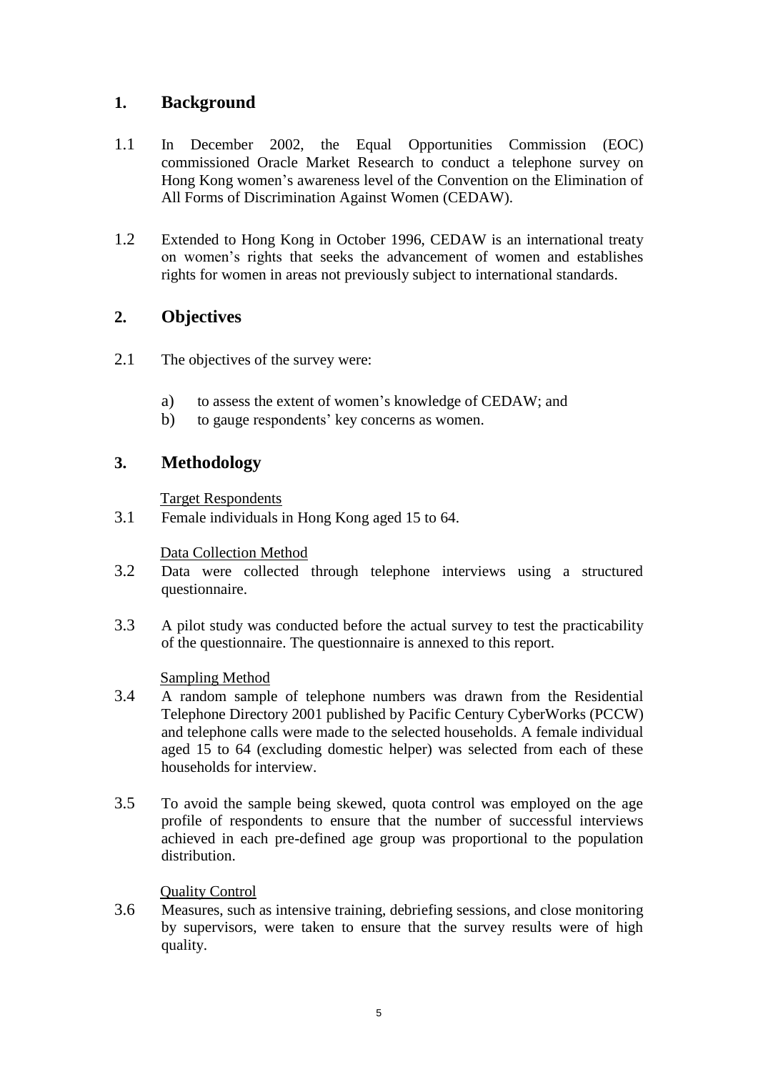## 1. Background

1.1 In December 2002, the Equal Opportunities Commission (EOC) commissioned Oracle Market Research to conduct a telephone survey on Hong Kong women's awareness level of the Convention on the Elimination of All Forms of Discrimination Against Women (CEDAW).

1.2 Extended to Hong Kong in October 1996, CEDAW is an international treaty on women's rights that seeks the advancement of women and establishes rights for women in areas not previously subject to international standards.

## 2. Objectives

2.1 The objectives of the survey were:

a) to assess the extent of women's knowledge of CEDAW; and
b) to gauge respondents' key concerns as women.

## 3. Methodology

<u>Target Respondents</u>

3.1 Female individuals in Hong Kong aged 15 to 64.

<u>Data Collection Method</u>

3.2 Data were collected through telephone interviews using a structured questionnaire.

3.3 A pilot study was conducted before the actual survey to test the practicability of the questionnaire. The questionnaire is annexed to this report.

<u>Sampling Method</u>

3.4 A random sample of telephone numbers was drawn from the Residential Telephone Directory 2001 published by Pacific Century CyberWorks (PCCW) and telephone calls were made to the selected households. A female individual aged 15 to 64 (excluding domestic helper) was selected from each of these households for interview.

3.5 To avoid the sample being skewed, quota control was employed on the age profile of respondents to ensure that the number of successful interviews achieved in each pre-defined age group was proportional to the population distribution.

<u>Quality Control</u>

3.6 Measures, such as intensive training, debriefing sessions, and close monitoring by supervisors, were taken to ensure that the survey results were of high quality.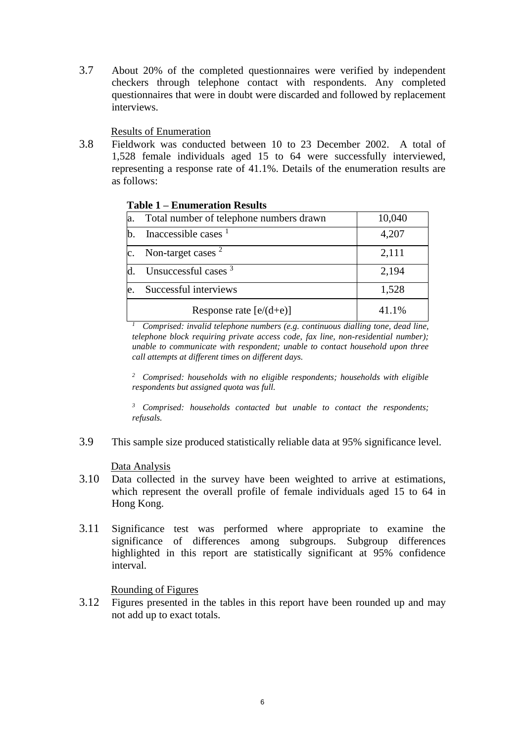3.7 About 20% of the completed questionnaires were verified by independent checkers through telephone contact with respondents. Any completed questionnaires that were in doubt were discarded and followed by replacement interviews.

Results of Enumeration

3.8 Fieldwork was conducted between 10 to 23 December 2002. A total of 1,528 female individuals aged 15 to 64 were successfully interviewed, representing a response rate of 41.1%. Details of the enumeration results are as follows:

**Table 1 – Enumeration Results**

| | |
|---|---|
| a. Total number of telephone numbers drawn | 10,040 |
| b. Inaccessible cases [1] | 4,207 |
| c. Non-target cases [2] | 2,111 |
| d. Unsuccessful cases [3] | 2,194 |
| e. Successful interviews | 1,528 |
| Response rate [e/(d+e)] | 41.1% |

*[1] Comprised: invalid telephone numbers (e.g. continuous dialling tone, dead line, telephone block requiring private access code, fax line, non-residential number); unable to communicate with respondent; unable to contact household upon three call attempts at different times on different days.*

*[2] Comprised: households with no eligible respondents; households with eligible respondents but assigned quota was full.*

*[3] Comprised: households contacted but unable to contact the respondents; refusals.*

3.9 This sample size produced statistically reliable data at 95% significance level.

Data Analysis

3.10 Data collected in the survey have been weighted to arrive at estimations, which represent the overall profile of female individuals aged 15 to 64 in Hong Kong.

3.11 Significance test was performed where appropriate to examine the significance of differences among subgroups. Subgroup differences highlighted in this report are statistically significant at 95% confidence interval.

Rounding of Figures

3.12 Figures presented in the tables in this report have been rounded up and may not add up to exact totals.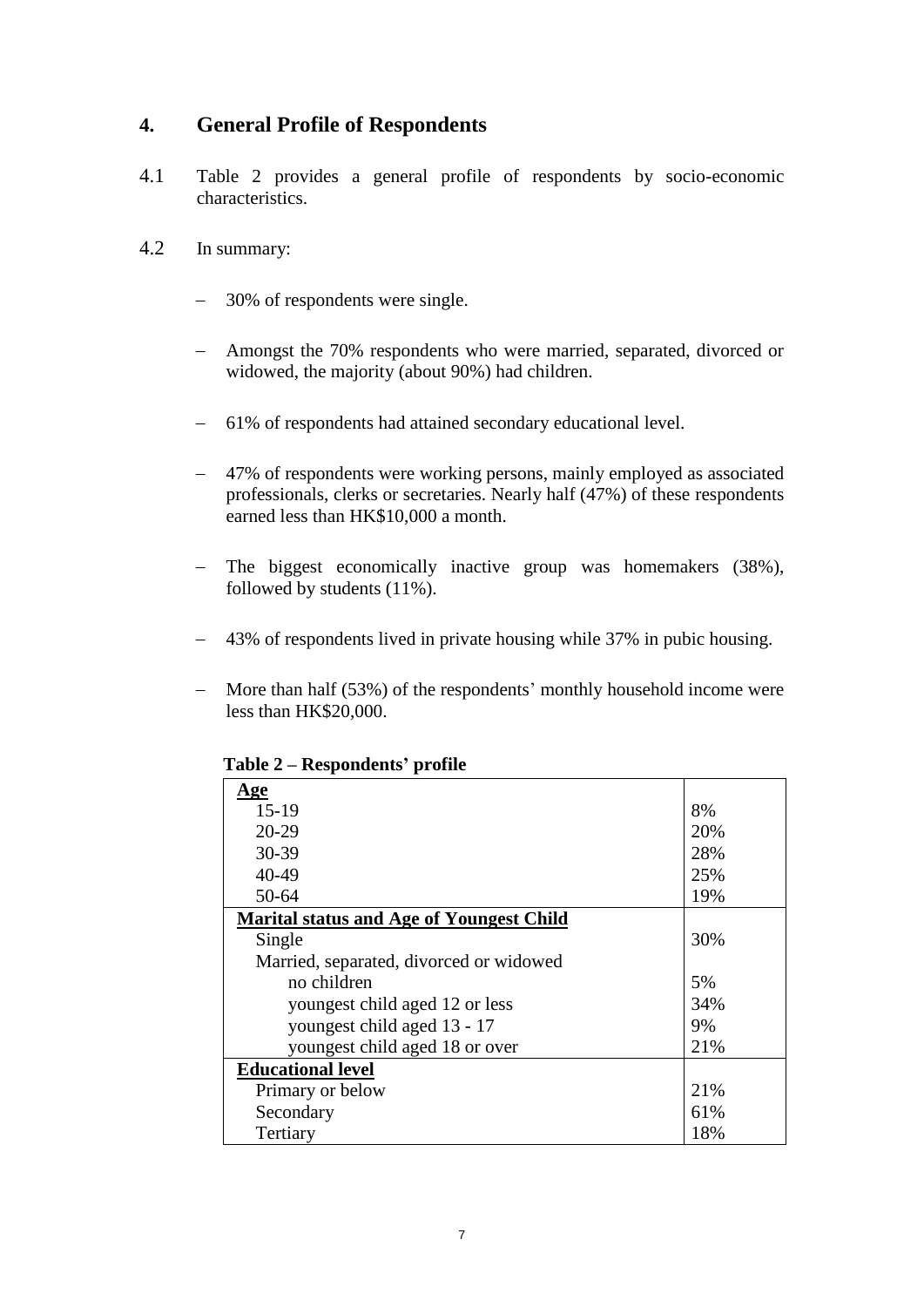## 4. General Profile of Respondents

4.1 Table 2 provides a general profile of respondents by socio-economic characteristics.

4.2 In summary:

- 30% of respondents were single.
- Amongst the 70% respondents who were married, separated, divorced or widowed, the majority (about 90%) had children.
- 61% of respondents had attained secondary educational level.
- 47% of respondents were working persons, mainly employed as associated professionals, clerks or secretaries. Nearly half (47%) of these respondents earned less than HK$10,000 a month.
- The biggest economically inactive group was homemakers (38%), followed by students (11%).
- 43% of respondents lived in private housing while 37% in pubic housing.
- More than half (53%) of the respondents' monthly household income were less than HK$20,000.

**Table 2 – Respondents' profile**

| | |
|---|---|
| **Age** | |
| 15-19 | 8% |
| 20-29 | 20% |
| 30-39 | 28% |
| 40-49 | 25% |
| 50-64 | 19% |
| **Marital status and Age of Youngest Child** | |
| Single | 30% |
| Married, separated, divorced or widowed | |
| no children | 5% |
| youngest child aged 12 or less | 34% |
| youngest child aged 13 - 17 | 9% |
| youngest child aged 18 or over | 21% |
| **Educational level** | |
| Primary or below | 21% |
| Secondary | 61% |
| Tertiary | 18% |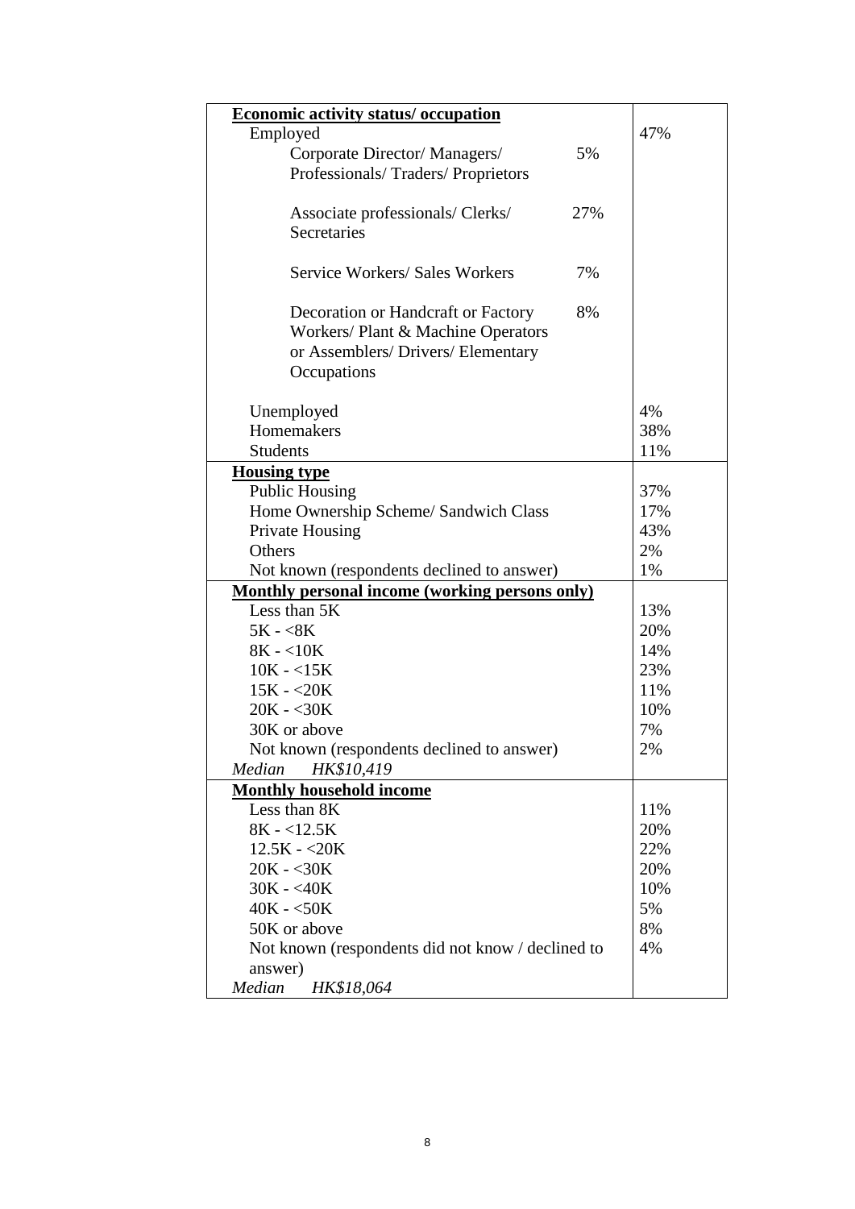| | |
|---|---|
| **Economic activity status/ occupation** | |
| Employed | 47% |
| Corporate Director/ Managers/ Professionals/ Traders/ Proprietors — 5% | |
| Associate professionals/ Clerks/ Secretaries — 27% | |
| Service Workers/ Sales Workers — 7% | |
| Decoration or Handcraft or Factory Workers/ Plant & Machine Operators or Assemblers/ Drivers/ Elementary Occupations — 8% | |
| Unemployed | 4% |
| Homemakers | 38% |
| Students | 11% |
| **Housing type** | |
| Public Housing | 37% |
| Home Ownership Scheme/ Sandwich Class | 17% |
| Private Housing | 43% |
| Others | 2% |
| Not known (respondents declined to answer) | 1% |
| **Monthly personal income (working persons only)** | |
| Less than 5K | 13% |
| 5K - <8K | 20% |
| 8K - <10K | 14% |
| 10K - <15K | 23% |
| 15K - <20K | 11% |
| 20K - <30K | 10% |
| 30K or above | 7% |
| Not known (respondents declined to answer) | 2% |
| *Median HK$10,419* | |
| **Monthly household income** | |
| Less than 8K | 11% |
| 8K - <12.5K | 20% |
| 12.5K - <20K | 22% |
| 20K - <30K | 20% |
| 30K - <40K | 10% |
| 40K - <50K | 5% |
| 50K or above | 8% |
| Not known (respondents did not know / declined to answer) | 4% |
| *Median HK$18,064* | |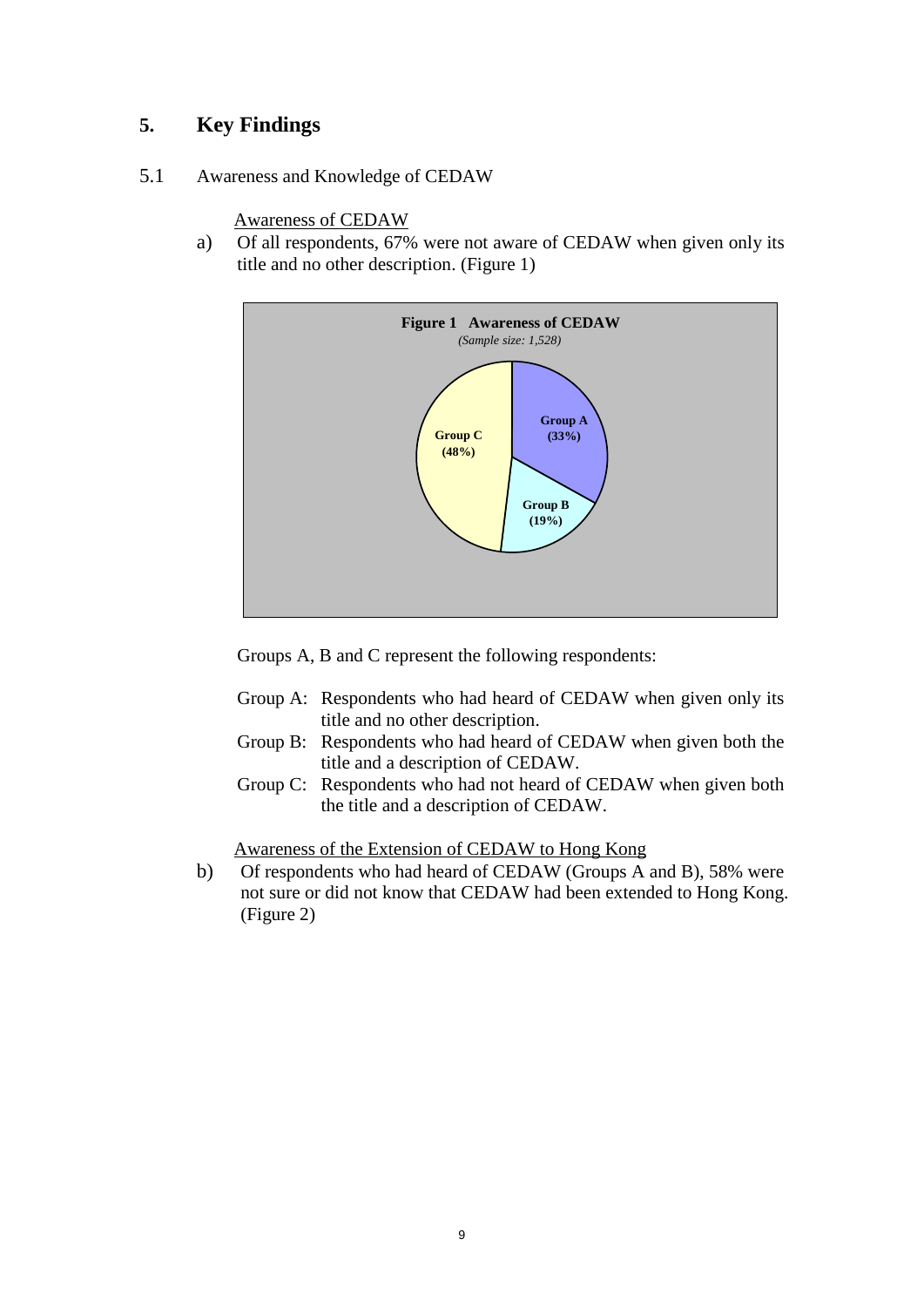# 5. Key Findings

## 5.1 Awareness and Knowledge of CEDAW

Awareness of CEDAW

a) Of all respondents, 67% were not aware of CEDAW when given only its title and no other description. (Figure 1)

**Figure 1 Awareness of CEDAW**
*(Sample size: 1,528)*

| Group | Percentage |
|---|---|
| Group A | 33% |
| Group B | 19% |
| Group C | 48% |

Groups A, B and C represent the following respondents:

- Group A: Respondents who had heard of CEDAW when given only its title and no other description.
- Group B: Respondents who had heard of CEDAW when given both the title and a description of CEDAW.
- Group C: Respondents who had not heard of CEDAW when given both the title and a description of CEDAW.

Awareness of the Extension of CEDAW to Hong Kong

b) Of respondents who had heard of CEDAW (Groups A and B), 58% were not sure or did not know that CEDAW had been extended to Hong Kong. (Figure 2)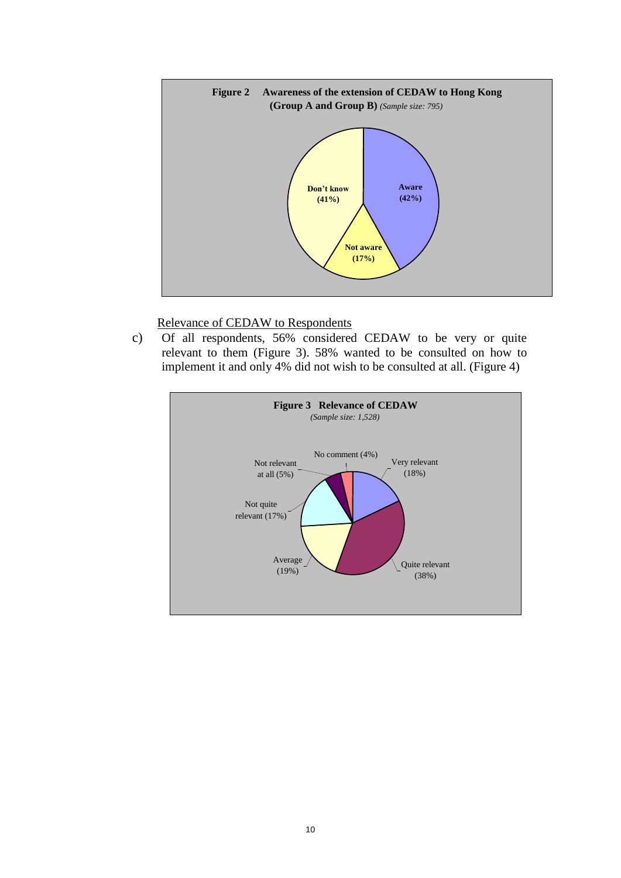**Figure 2 Awareness of the extension of CEDAW to Hong Kong (Group A and Group B)** *(Sample size: 795)*

Aware (42%)
Don't know (41%)
Not aware (17%)

Relevance of CEDAW to Respondents

c) Of all respondents, 56% considered CEDAW to be very or quite relevant to them (Figure 3). 58% wanted to be consulted on how to implement it and only 4% did not wish to be consulted at all. (Figure 4)

**Figure 3 Relevance of CEDAW**
*(Sample size: 1,528)*

No comment (4%)
Very relevant (18%)
Quite relevant (38%)
Average (19%)
Not quite relevant (17%)
Not relevant at all (5%)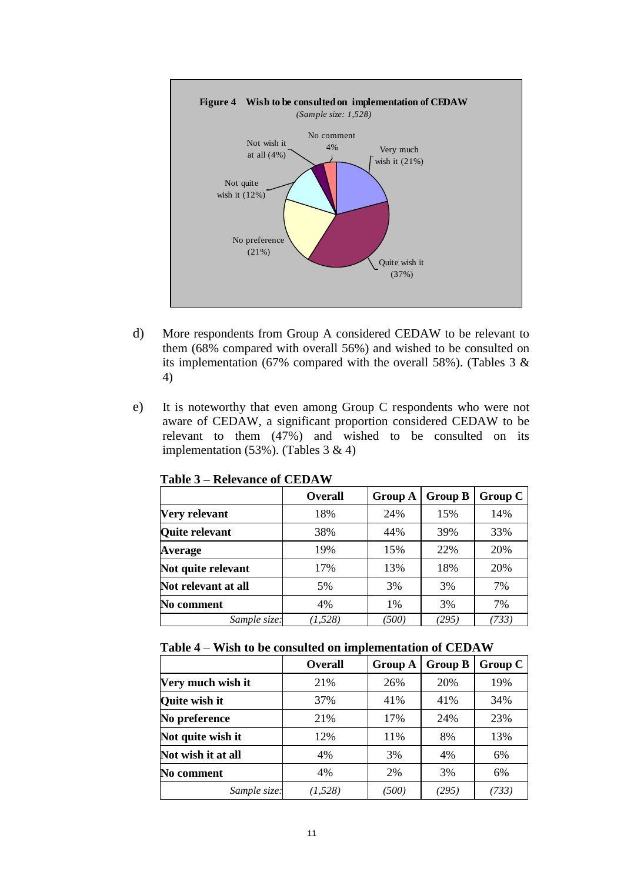**Figure 4 Wish to be consulted on implementation of CEDAW**

*(Sample size: 1,528)*

- Very much wish it (21%)
- Quite wish it (37%)
- No preference (21%)
- Not quite wish it (12%)
- Not wish it at all (4%)
- No comment 4%

d) More respondents from Group A considered CEDAW to be relevant to them (68% compared with overall 56%) and wished to be consulted on its implementation (67% compared with the overall 58%). (Tables 3 & 4)

e) It is noteworthy that even among Group C respondents who were not aware of CEDAW, a significant proportion considered CEDAW to be relevant to them (47%) and wished to be consulted on its implementation (53%). (Tables 3 & 4)

**Table 3 – Relevance of CEDAW**

| | Overall | Group A | Group B | Group C |
|---|---|---|---|---|
| **Very relevant** | 18% | 24% | 15% | 14% |
| **Quite relevant** | 38% | 44% | 39% | 33% |
| **Average** | 19% | 15% | 22% | 20% |
| **Not quite relevant** | 17% | 13% | 18% | 20% |
| **Not relevant at all** | 5% | 3% | 3% | 7% |
| **No comment** | 4% | 1% | 3% | 7% |
| *Sample size:* | *(1,528)* | *(500)* | *(295)* | *(733)* |

**Table 4 – Wish to be consulted on implementation of CEDAW**

| | Overall | Group A | Group B | Group C |
|---|---|---|---|---|
| **Very much wish it** | 21% | 26% | 20% | 19% |
| **Quite wish it** | 37% | 41% | 41% | 34% |
| **No preference** | 21% | 17% | 24% | 23% |
| **Not quite wish it** | 12% | 11% | 8% | 13% |
| **Not wish it at all** | 4% | 3% | 4% | 6% |
| **No comment** | 4% | 2% | 3% | 6% |
| *Sample size:* | *(1,528)* | *(500)* | *(295)* | *(733)* |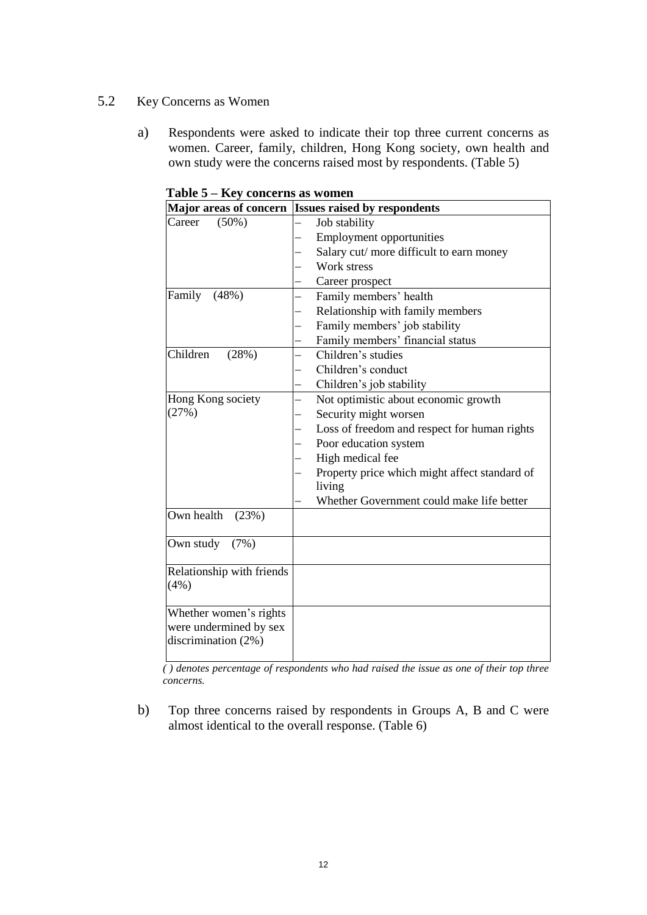## 5.2 Key Concerns as Women

a) Respondents were asked to indicate their top three current concerns as women. Career, family, children, Hong Kong society, own health and own study were the concerns raised most by respondents. (Table 5)

**Table 5 – Key concerns as women**

| Major areas of concern | Issues raised by respondents |
|---|---|
| Career (50%) | – Job stability<br>– Employment opportunities<br>– Salary cut/ more difficult to earn money<br>– Work stress<br>– Career prospect |
| Family (48%) | – Family members' health<br>– Relationship with family members<br>– Family members' job stability<br>– Family members' financial status |
| Children (28%) | – Children's studies<br>– Children's conduct<br>– Children's job stability |
| Hong Kong society (27%) | – Not optimistic about economic growth<br>– Security might worsen<br>– Loss of freedom and respect for human rights<br>– Poor education system<br>– High medical fee<br>– Property price which might affect standard of living<br>– Whether Government could make life better |
| Own health (23%) | |
| Own study (7%) | |
| Relationship with friends (4%) | |
| Whether women's rights were undermined by sex discrimination (2%) | |

*( ) denotes percentage of respondents who had raised the issue as one of their top three concerns.*

b) Top three concerns raised by respondents in Groups A, B and C were almost identical to the overall response. (Table 6)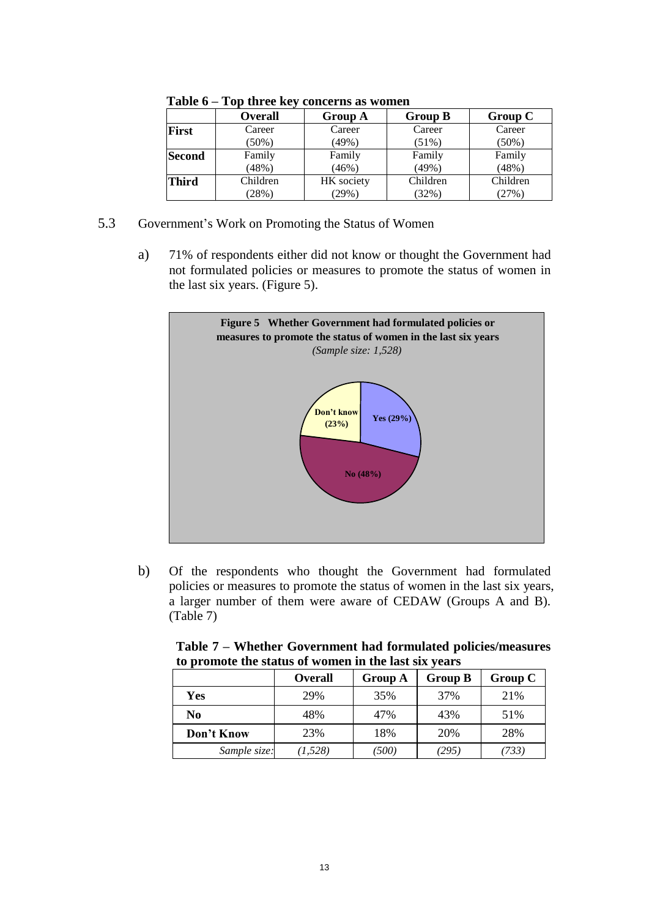**Table 6 – Top three key concerns as women**

| | Overall | Group A | Group B | Group C |
|---|---|---|---|---|
| **First** | Career (50%) | Career (49%) | Career (51%) | Career (50%) |
| **Second** | Family (48%) | Family (46%) | Family (49%) | Family (48%) |
| **Third** | Children (28%) | HK society (29%) | Children (32%) | Children (27%) |

5.3 Government's Work on Promoting the Status of Women

a) 71% of respondents either did not know or thought the Government had not formulated policies or measures to promote the status of women in the last six years. (Figure 5).

**Figure 5 Whether Government had formulated policies or measures to promote the status of women in the last six years**
*(Sample size: 1,528)*

Don't know (23%)
Yes (29%)
No (48%)

b) Of the respondents who thought the Government had formulated policies or measures to promote the status of women in the last six years, a larger number of them were aware of CEDAW (Groups A and B). (Table 7)

**Table 7 – Whether Government had formulated policies/measures to promote the status of women in the last six years**

| | Overall | Group A | Group B | Group C |
|---|---|---|---|---|
| **Yes** | 29% | 35% | 37% | 21% |
| **No** | 48% | 47% | 43% | 51% |
| **Don't Know** | 23% | 18% | 20% | 28% |
| *Sample size:* | *(1,528)* | *(500)* | *(295)* | *(733)* |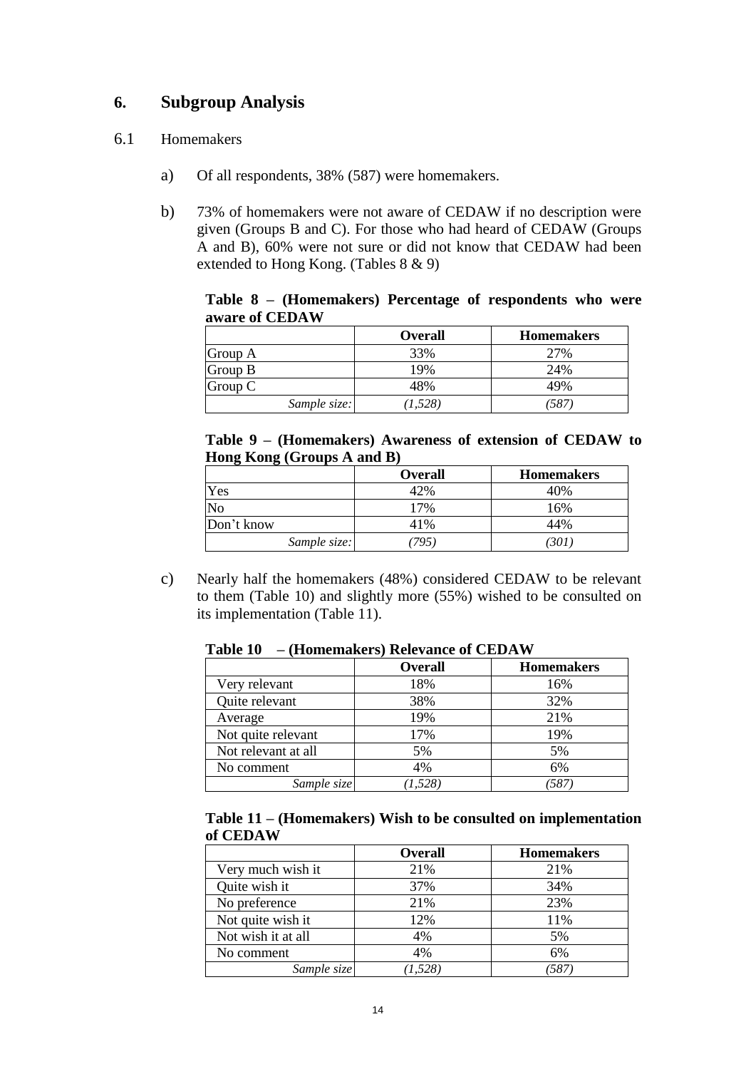## 6. Subgroup Analysis

6.1 Homemakers

a) Of all respondents, 38% (587) were homemakers.

b) 73% of homemakers were not aware of CEDAW if no description were given (Groups B and C). For those who had heard of CEDAW (Groups A and B), 60% were not sure or did not know that CEDAW had been extended to Hong Kong. (Tables 8 & 9)

**Table 8 – (Homemakers) Percentage of respondents who were aware of CEDAW**

| | Overall | Homemakers |
|---|---|---|
| Group A | 33% | 27% |
| Group B | 19% | 24% |
| Group C | 48% | 49% |
| *Sample size:* | *(1,528)* | *(587)* |

**Table 9 – (Homemakers) Awareness of extension of CEDAW to Hong Kong (Groups A and B)**

| | Overall | Homemakers |
|---|---|---|
| Yes | 42% | 40% |
| No | 17% | 16% |
| Don't know | 41% | 44% |
| *Sample size:* | *(795)* | *(301)* |

c) Nearly half the homemakers (48%) considered CEDAW to be relevant to them (Table 10) and slightly more (55%) wished to be consulted on its implementation (Table 11).

**Table 10 – (Homemakers) Relevance of CEDAW**

| | Overall | Homemakers |
|---|---|---|
| Very relevant | 18% | 16% |
| Quite relevant | 38% | 32% |
| Average | 19% | 21% |
| Not quite relevant | 17% | 19% |
| Not relevant at all | 5% | 5% |
| No comment | 4% | 6% |
| *Sample size* | *(1,528)* | *(587)* |

**Table 11 – (Homemakers) Wish to be consulted on implementation of CEDAW**

| | Overall | Homemakers |
|---|---|---|
| Very much wish it | 21% | 21% |
| Quite wish it | 37% | 34% |
| No preference | 21% | 23% |
| Not quite wish it | 12% | 11% |
| Not wish it at all | 4% | 5% |
| No comment | 4% | 6% |
| *Sample size* | *(1,528)* | *(587)* |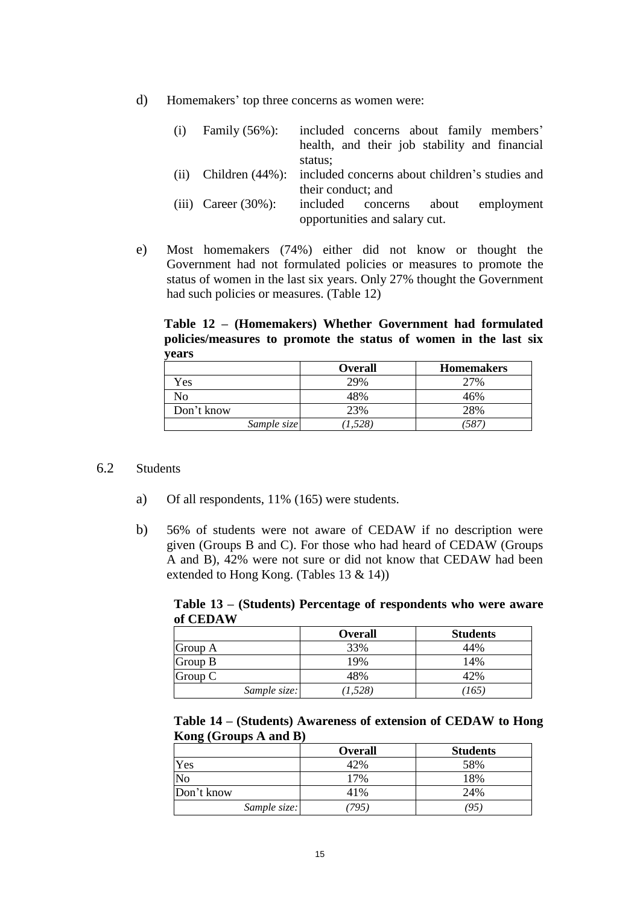d) Homemakers' top three concerns as women were:

   (i) Family (56%): included concerns about family members' health, and their job stability and financial status;
   (ii) Children (44%): included concerns about children's studies and their conduct; and
   (iii) Career (30%): included concerns about employment opportunities and salary cut.

e) Most homemakers (74%) either did not know or thought the Government had not formulated policies or measures to promote the status of women in the last six years. Only 27% thought the Government had such policies or measures. (Table 12)

**Table 12 – (Homemakers) Whether Government had formulated policies/measures to promote the status of women in the last six years**

| | **Overall** | **Homemakers** |
|---|---|---|
| Yes | 29% | 27% |
| No | 48% | 46% |
| Don't know | 23% | 28% |
| *Sample size* | *(1,528)* | *(587)* |

6.2 Students

a) Of all respondents, 11% (165) were students.

b) 56% of students were not aware of CEDAW if no description were given (Groups B and C). For those who had heard of CEDAW (Groups A and B), 42% were not sure or did not know that CEDAW had been extended to Hong Kong. (Tables 13 & 14))

**Table 13 – (Students) Percentage of respondents who were aware of CEDAW**

| | **Overall** | **Students** |
|---|---|---|
| Group A | 33% | 44% |
| Group B | 19% | 14% |
| Group C | 48% | 42% |
| *Sample size:* | *(1,528)* | *(165)* |

**Table 14 – (Students) Awareness of extension of CEDAW to Hong Kong (Groups A and B)**

| | **Overall** | **Students** |
|---|---|---|
| Yes | 42% | 58% |
| No | 17% | 18% |
| Don't know | 41% | 24% |
| *Sample size:* | *(795)* | *(95)* |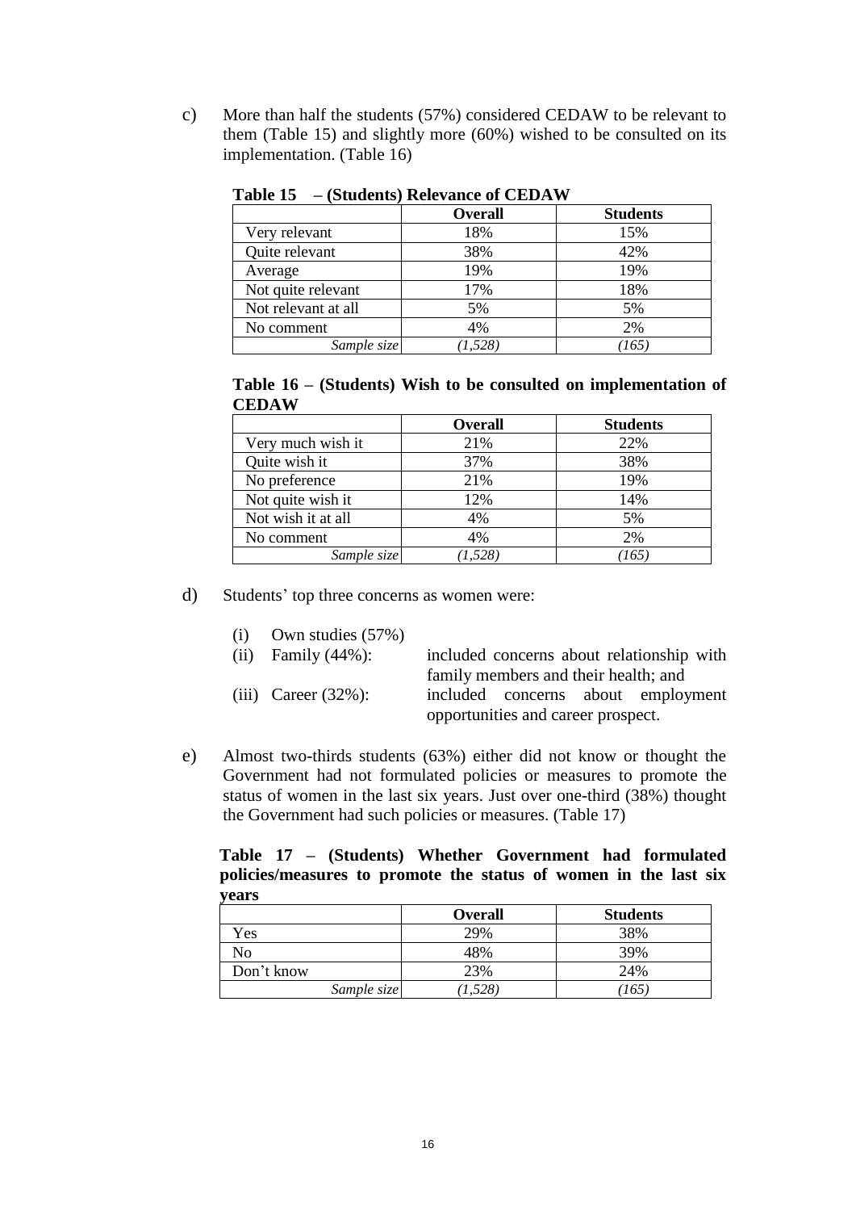c) More than half the students (57%) considered CEDAW to be relevant to them (Table 15) and slightly more (60%) wished to be consulted on its implementation. (Table 16)

**Table 15 – (Students) Relevance of CEDAW**

| | Overall | Students |
|---|---|---|
| Very relevant | 18% | 15% |
| Quite relevant | 38% | 42% |
| Average | 19% | 19% |
| Not quite relevant | 17% | 18% |
| Not relevant at all | 5% | 5% |
| No comment | 4% | 2% |
| *Sample size* | *(1,528)* | *(165)* |

**Table 16 – (Students) Wish to be consulted on implementation of CEDAW**

| | Overall | Students |
|---|---|---|
| Very much wish it | 21% | 22% |
| Quite wish it | 37% | 38% |
| No preference | 21% | 19% |
| Not quite wish it | 12% | 14% |
| Not wish it at all | 4% | 5% |
| No comment | 4% | 2% |
| *Sample size* | *(1,528)* | *(165)* |

d) Students' top three concerns as women were:

(i) Own studies (57%)

(ii) Family (44%): included concerns about relationship with family members and their health; and

(iii) Career (32%): included concerns about employment opportunities and career prospect.

e) Almost two-thirds students (63%) either did not know or thought the Government had not formulated policies or measures to promote the status of women in the last six years. Just over one-third (38%) thought the Government had such policies or measures. (Table 17)

**Table 17 – (Students) Whether Government had formulated policies/measures to promote the status of women in the last six years**

| | Overall | Students |
|---|---|---|
| Yes | 29% | 38% |
| No | 48% | 39% |
| Don't know | 23% | 24% |
| *Sample size* | *(1,528)* | *(165)* |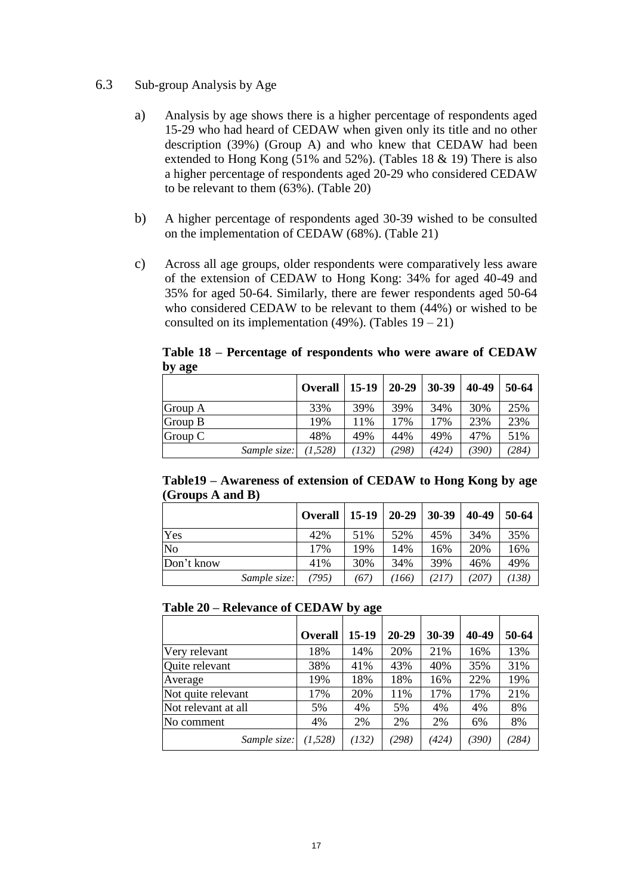## 6.3 Sub-group Analysis by Age

a) Analysis by age shows there is a higher percentage of respondents aged 15-29 who had heard of CEDAW when given only its title and no other description (39%) (Group A) and who knew that CEDAW had been extended to Hong Kong (51% and 52%). (Tables 18 & 19) There is also a higher percentage of respondents aged 20-29 who considered CEDAW to be relevant to them (63%). (Table 20)

b) A higher percentage of respondents aged 30-39 wished to be consulted on the implementation of CEDAW (68%). (Table 21)

c) Across all age groups, older respondents were comparatively less aware of the extension of CEDAW to Hong Kong: 34% for aged 40-49 and 35% for aged 50-64. Similarly, there are fewer respondents aged 50-64 who considered CEDAW to be relevant to them (44%) or wished to be consulted on its implementation (49%). (Tables 19 – 21)

**Table 18 – Percentage of respondents who were aware of CEDAW by age**

| | **Overall** | **15-19** | **20-29** | **30-39** | **40-49** | **50-64** |
|---|---|---|---|---|---|---|
| Group A | 33% | 39% | 39% | 34% | 30% | 25% |
| Group B | 19% | 11% | 17% | 17% | 23% | 23% |
| Group C | 48% | 49% | 44% | 49% | 47% | 51% |
| *Sample size:* | *(1,528)* | *(132)* | *(298)* | *(424)* | *(390)* | *(284)* |

**Table19 – Awareness of extension of CEDAW to Hong Kong by age (Groups A and B)**

| | **Overall** | **15-19** | **20-29** | **30-39** | **40-49** | **50-64** |
|---|---|---|---|---|---|---|
| Yes | 42% | 51% | 52% | 45% | 34% | 35% |
| No | 17% | 19% | 14% | 16% | 20% | 16% |
| Don't know | 41% | 30% | 34% | 39% | 46% | 49% |
| *Sample size:* | *(795)* | *(67)* | *(166)* | *(217)* | *(207)* | *(138)* |

**Table 20 – Relevance of CEDAW by age**

| | **Overall** | **15-19** | **20-29** | **30-39** | **40-49** | **50-64** |
|---|---|---|---|---|---|---|
| Very relevant | 18% | 14% | 20% | 21% | 16% | 13% |
| Quite relevant | 38% | 41% | 43% | 40% | 35% | 31% |
| Average | 19% | 18% | 18% | 16% | 22% | 19% |
| Not quite relevant | 17% | 20% | 11% | 17% | 17% | 21% |
| Not relevant at all | 5% | 4% | 5% | 4% | 4% | 8% |
| No comment | 4% | 2% | 2% | 2% | 6% | 8% |
| *Sample size:* | *(1,528)* | *(132)* | *(298)* | *(424)* | *(390)* | *(284)* |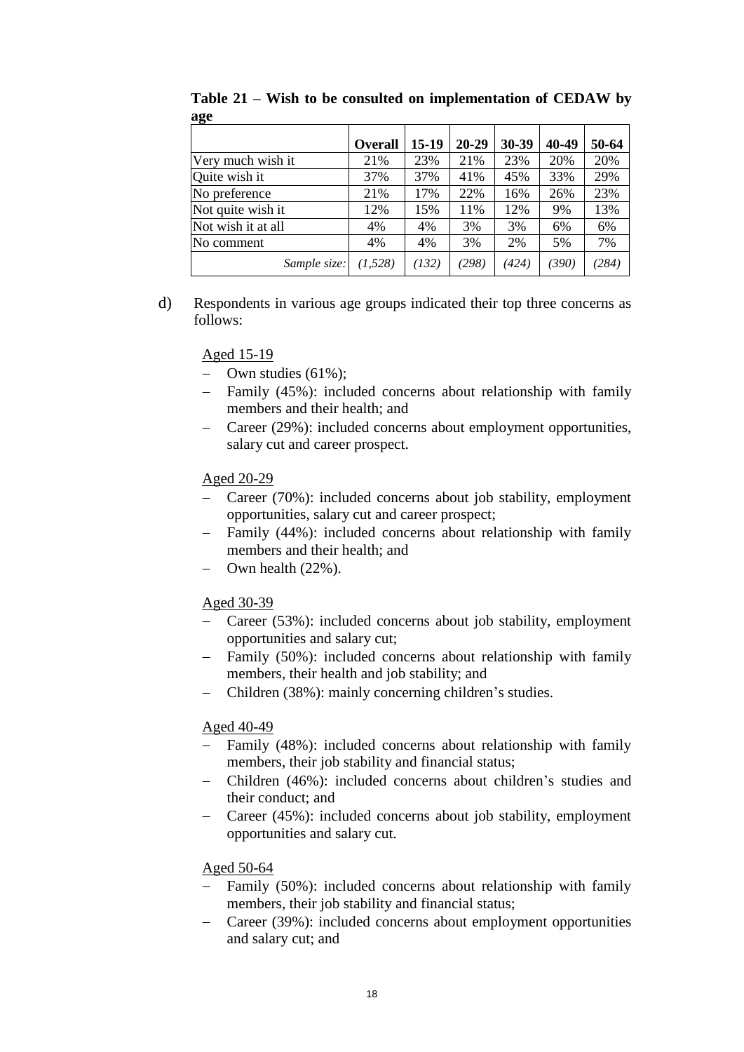**Table 21 – Wish to be consulted on implementation of CEDAW by age**

| | Overall | 15-19 | 20-29 | 30-39 | 40-49 | 50-64 |
|---|---|---|---|---|---|---|
| Very much wish it | 21% | 23% | 21% | 23% | 20% | 20% |
| Quite wish it | 37% | 37% | 41% | 45% | 33% | 29% |
| No preference | 21% | 17% | 22% | 16% | 26% | 23% |
| Not quite wish it | 12% | 15% | 11% | 12% | 9% | 13% |
| Not wish it at all | 4% | 4% | 3% | 3% | 6% | 6% |
| No comment | 4% | 4% | 3% | 2% | 5% | 7% |
| *Sample size:* | *(1,528)* | *(132)* | *(298)* | *(424)* | *(390)* | *(284)* |

d) Respondents in various age groups indicated their top three concerns as follows:

Aged 15-19

- Own studies (61%);
- Family (45%): included concerns about relationship with family members and their health; and
- Career (29%): included concerns about employment opportunities, salary cut and career prospect.

Aged 20-29

- Career (70%): included concerns about job stability, employment opportunities, salary cut and career prospect;
- Family (44%): included concerns about relationship with family members and their health; and
- Own health (22%).

Aged 30-39

- Career (53%): included concerns about job stability, employment opportunities and salary cut;
- Family (50%): included concerns about relationship with family members, their health and job stability; and
- Children (38%): mainly concerning children's studies.

Aged 40-49

- Family (48%): included concerns about relationship with family members, their job stability and financial status;
- Children (46%): included concerns about children's studies and their conduct; and
- Career (45%): included concerns about job stability, employment opportunities and salary cut.

Aged 50-64

- Family (50%): included concerns about relationship with family members, their job stability and financial status;
- Career (39%): included concerns about employment opportunities and salary cut; and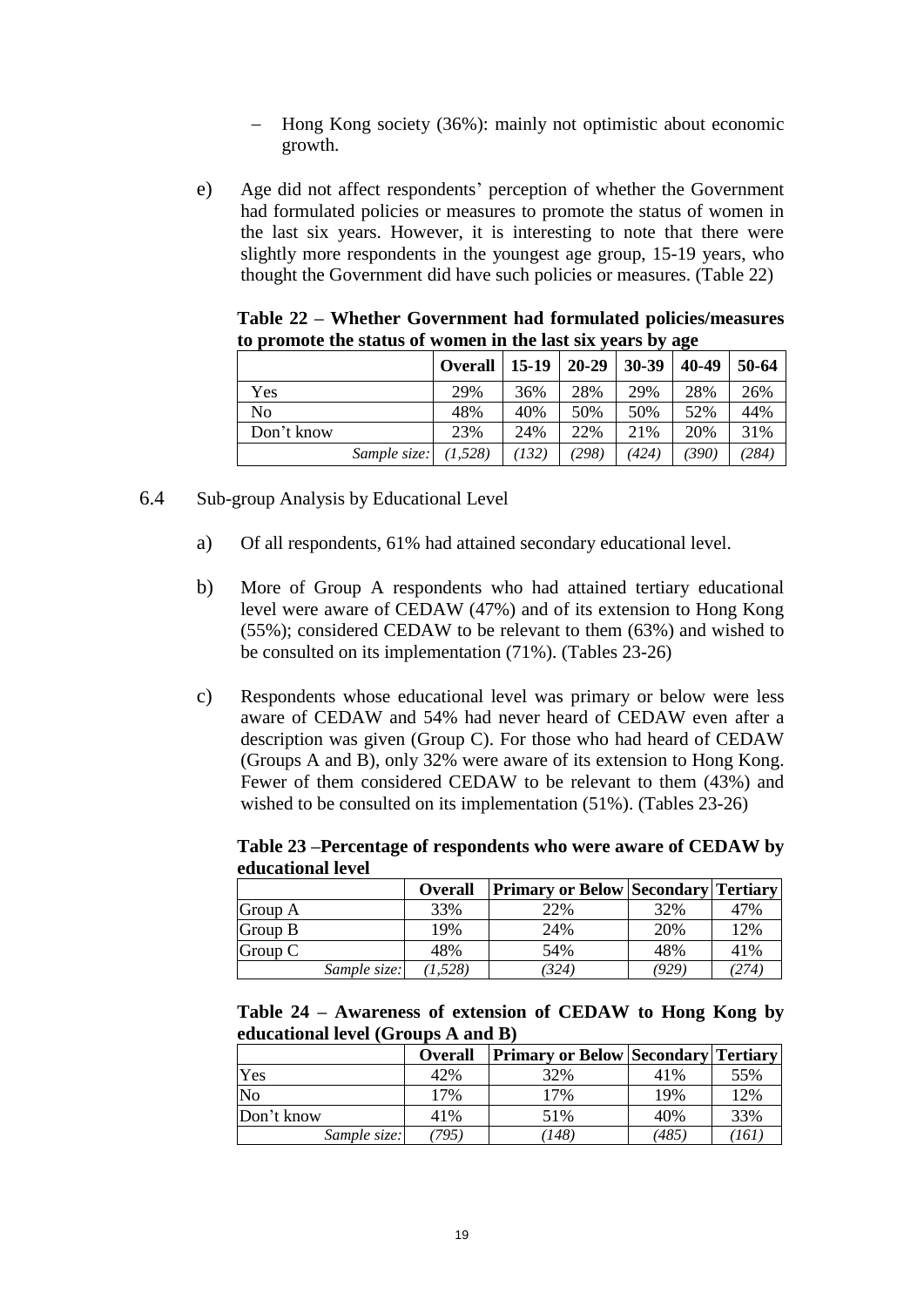- Hong Kong society (36%): mainly not optimistic about economic growth.

e) Age did not affect respondents' perception of whether the Government had formulated policies or measures to promote the status of women in the last six years. However, it is interesting to note that there were slightly more respondents in the youngest age group, 15-19 years, who thought the Government did have such policies or measures. (Table 22)

**Table 22 – Whether Government had formulated policies/measures to promote the status of women in the last six years by age**

| | Overall | 15-19 | 20-29 | 30-39 | 40-49 | 50-64 |
|---|---|---|---|---|---|---|
| Yes | 29% | 36% | 28% | 29% | 28% | 26% |
| No | 48% | 40% | 50% | 50% | 52% | 44% |
| Don't know | 23% | 24% | 22% | 21% | 20% | 31% |
| *Sample size:* | *(1,528)* | *(132)* | *(298)* | *(424)* | *(390)* | *(284)* |

6.4 Sub-group Analysis by Educational Level

a) Of all respondents, 61% had attained secondary educational level.

b) More of Group A respondents who had attained tertiary educational level were aware of CEDAW (47%) and of its extension to Hong Kong (55%); considered CEDAW to be relevant to them (63%) and wished to be consulted on its implementation (71%). (Tables 23-26)

c) Respondents whose educational level was primary or below were less aware of CEDAW and 54% had never heard of CEDAW even after a description was given (Group C). For those who had heard of CEDAW (Groups A and B), only 32% were aware of its extension to Hong Kong. Fewer of them considered CEDAW to be relevant to them (43%) and wished to be consulted on its implementation (51%). (Tables 23-26)

**Table 23 –Percentage of respondents who were aware of CEDAW by educational level**

| | Overall | Primary or Below | Secondary | Tertiary |
|---|---|---|---|---|
| Group A | 33% | 22% | 32% | 47% |
| Group B | 19% | 24% | 20% | 12% |
| Group C | 48% | 54% | 48% | 41% |
| *Sample size:* | *(1,528)* | *(324)* | *(929)* | *(274)* |

**Table 24 – Awareness of extension of CEDAW to Hong Kong by educational level (Groups A and B)**

| | Overall | Primary or Below | Secondary | Tertiary |
|---|---|---|---|---|
| Yes | 42% | 32% | 41% | 55% |
| No | 17% | 17% | 19% | 12% |
| Don't know | 41% | 51% | 40% | 33% |
| *Sample size:* | *(795)* | *(148)* | *(485)* | *(161)* |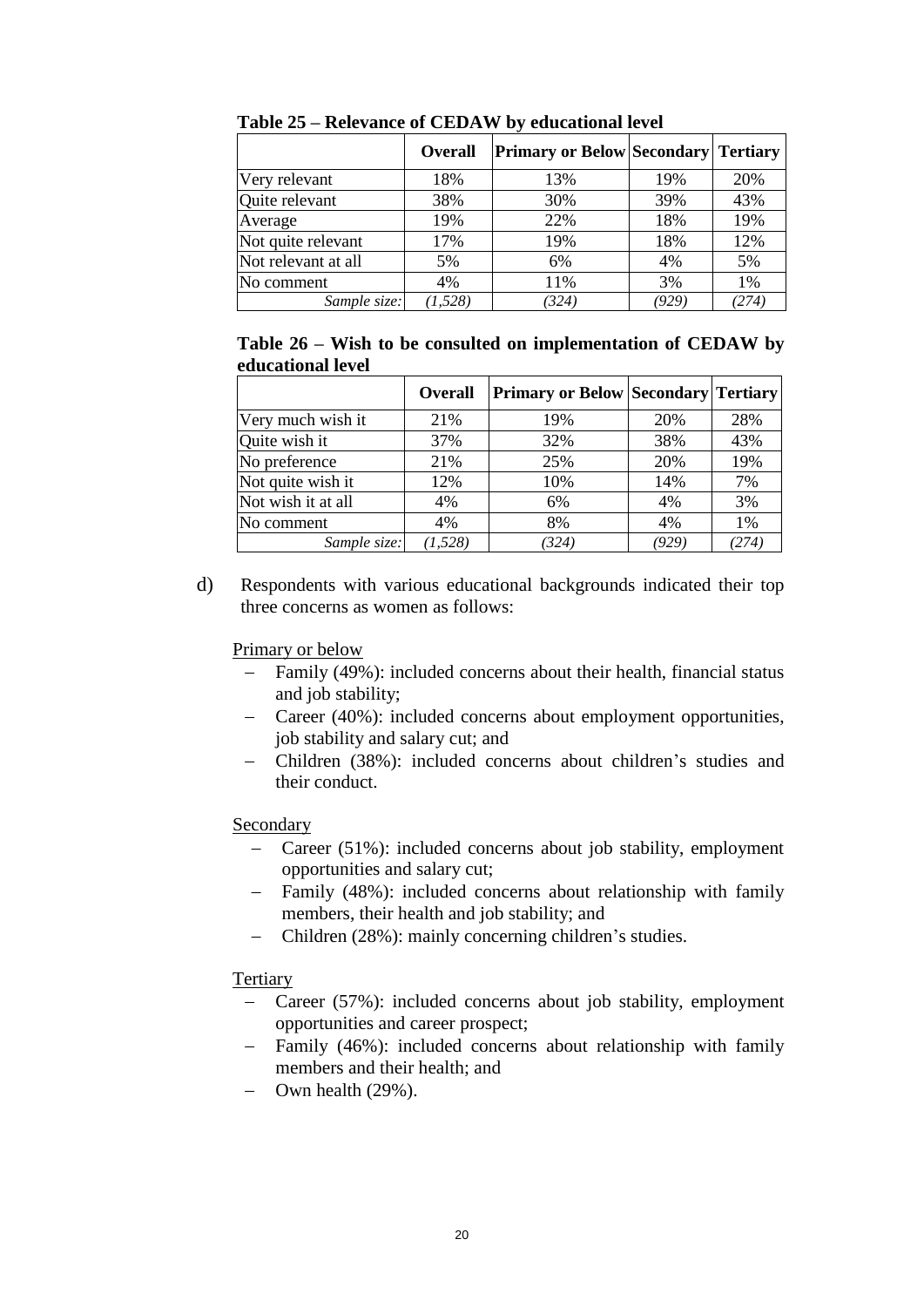**Table 25 – Relevance of CEDAW by educational level**

| | Overall | Primary or Below | Secondary | Tertiary |
|---|---|---|---|---|
| Very relevant | 18% | 13% | 19% | 20% |
| Quite relevant | 38% | 30% | 39% | 43% |
| Average | 19% | 22% | 18% | 19% |
| Not quite relevant | 17% | 19% | 18% | 12% |
| Not relevant at all | 5% | 6% | 4% | 5% |
| No comment | 4% | 11% | 3% | 1% |
| *Sample size:* | *(1,528)* | *(324)* | *(929)* | *(274)* |

**Table 26 – Wish to be consulted on implementation of CEDAW by educational level**

| | Overall | Primary or Below | Secondary | Tertiary |
|---|---|---|---|---|
| Very much wish it | 21% | 19% | 20% | 28% |
| Quite wish it | 37% | 32% | 38% | 43% |
| No preference | 21% | 25% | 20% | 19% |
| Not quite wish it | 12% | 10% | 14% | 7% |
| Not wish it at all | 4% | 6% | 4% | 3% |
| No comment | 4% | 8% | 4% | 1% |
| *Sample size:* | *(1,528)* | *(324)* | *(929)* | *(274)* |

d) Respondents with various educational backgrounds indicated their top three concerns as women as follows:

Primary or below

- Family (49%): included concerns about their health, financial status and job stability;
- Career (40%): included concerns about employment opportunities, job stability and salary cut; and
- Children (38%): included concerns about children's studies and their conduct.

Secondary

- Career (51%): included concerns about job stability, employment opportunities and salary cut;
- Family (48%): included concerns about relationship with family members, their health and job stability; and
- Children (28%): mainly concerning children's studies.

Tertiary

- Career (57%): included concerns about job stability, employment opportunities and career prospect;
- Family (46%): included concerns about relationship with family members and their health; and
- Own health (29%).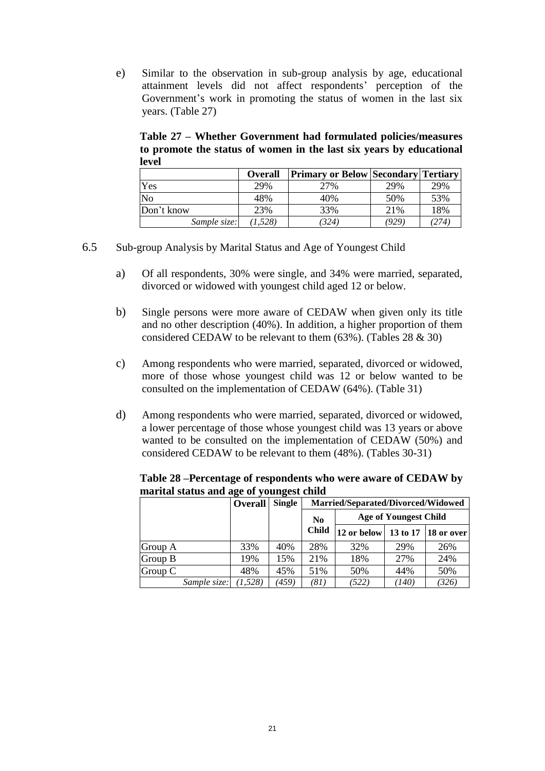e) Similar to the observation in sub-group analysis by age, educational attainment levels did not affect respondents' perception of the Government's work in promoting the status of women in the last six years. (Table 27)

**Table 27 – Whether Government had formulated policies/measures to promote the status of women in the last six years by educational level**

| | **Overall** | **Primary or Below** | **Secondary** | **Tertiary** |
|---|---|---|---|---|
| Yes | 29% | 27% | 29% | 29% |
| No | 48% | 40% | 50% | 53% |
| Don't know | 23% | 33% | 21% | 18% |
| *Sample size:* | *(1,528)* | *(324)* | *(929)* | *(274)* |

6.5 Sub-group Analysis by Marital Status and Age of Youngest Child

a) Of all respondents, 30% were single, and 34% were married, separated, divorced or widowed with youngest child aged 12 or below.

b) Single persons were more aware of CEDAW when given only its title and no other description (40%). In addition, a higher proportion of them considered CEDAW to be relevant to them (63%). (Tables 28 & 30)

c) Among respondents who were married, separated, divorced or widowed, more of those whose youngest child was 12 or below wanted to be consulted on the implementation of CEDAW (64%). (Table 31)

d) Among respondents who were married, separated, divorced or widowed, a lower percentage of those whose youngest child was 13 years or above wanted to be consulted on the implementation of CEDAW (50%) and considered CEDAW to be relevant to them (48%). (Tables 30-31)

**Table 28 –Percentage of respondents who were aware of CEDAW by marital status and age of youngest child**

| | **Overall** | **Single** | **Married/Separated/Divorced/Widowed** | | | |
|---|---|---|---|---|---|---|
| | | | **No Child** | **Age of Youngest Child** | | |
| | | | | **12 or below** | **13 to 17** | **18 or over** |
| Group A | 33% | 40% | 28% | 32% | 29% | 26% |
| Group B | 19% | 15% | 21% | 18% | 27% | 24% |
| Group C | 48% | 45% | 51% | 50% | 44% | 50% |
| *Sample size:* | *(1,528)* | *(459)* | *(81)* | *(522)* | *(140)* | *(326)* |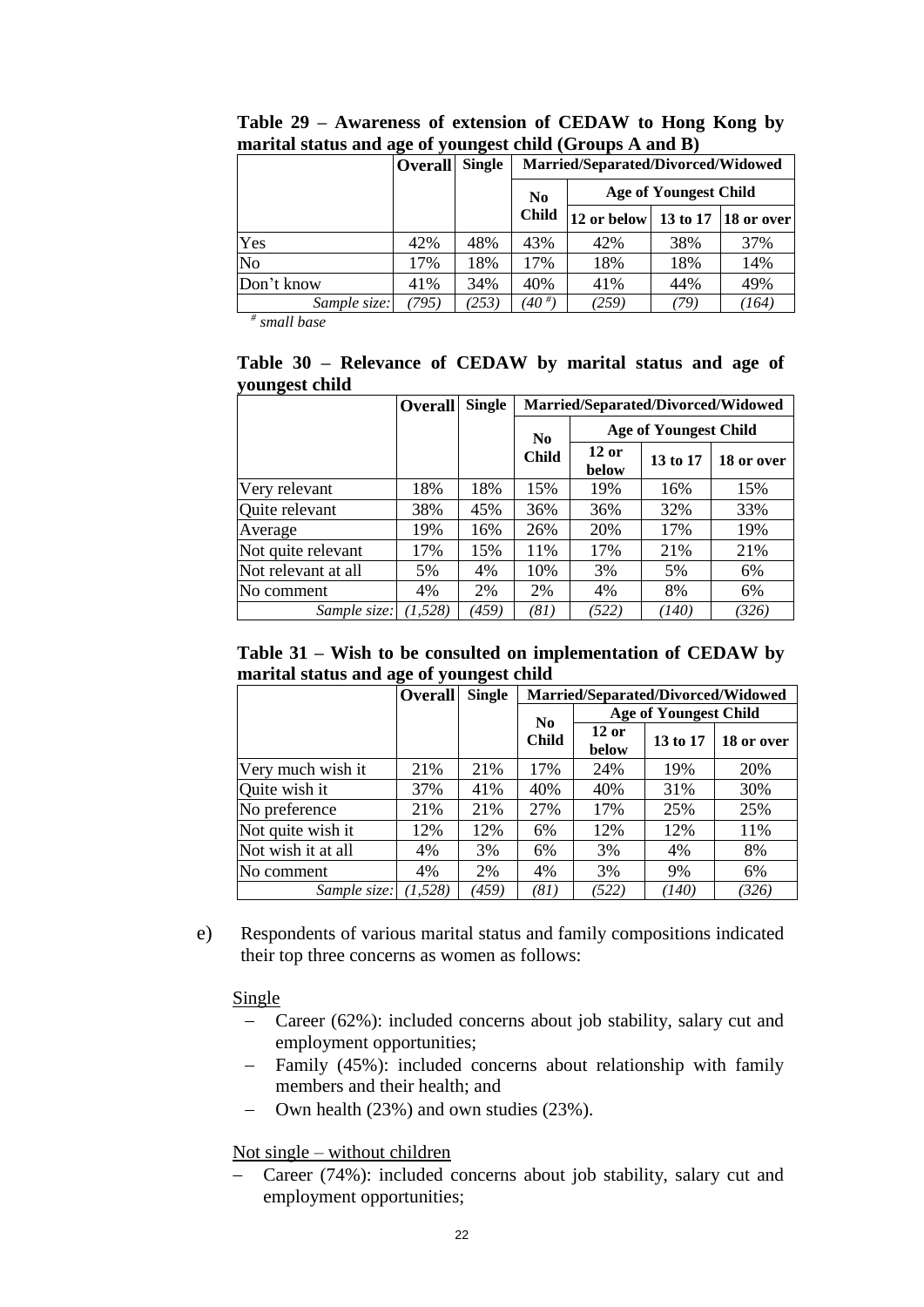**Table 29 – Awareness of extension of CEDAW to Hong Kong by marital status and age of youngest child (Groups A and B)**

| | Overall | Single | Married/Separated/Divorced/Widowed | | | |
|---|---|---|---|---|---|---|
| | | | No Child | Age of Youngest Child | | |
| | | | | 12 or below | 13 to 17 | 18 or over |
| Yes | 42% | 48% | 43% | 42% | 38% | 37% |
| No | 17% | 18% | 17% | 18% | 18% | 14% |
| Don't know | 41% | 34% | 40% | 41% | 44% | 49% |
| *Sample size:* | *(795)* | *(253)* | *(40 #)* | *(259)* | *(79)* | *(164)* |

*# small base*

**Table 30 – Relevance of CEDAW by marital status and age of youngest child**

| | Overall | Single | Married/Separated/Divorced/Widowed | | | |
|---|---|---|---|---|---|---|
| | | | No Child | Age of Youngest Child | | |
| | | | | 12 or below | 13 to 17 | 18 or over |
| Very relevant | 18% | 18% | 15% | 19% | 16% | 15% |
| Quite relevant | 38% | 45% | 36% | 36% | 32% | 33% |
| Average | 19% | 16% | 26% | 20% | 17% | 19% |
| Not quite relevant | 17% | 15% | 11% | 17% | 21% | 21% |
| Not relevant at all | 5% | 4% | 10% | 3% | 5% | 6% |
| No comment | 4% | 2% | 2% | 4% | 8% | 6% |
| *Sample size:* | *(1,528)* | *(459)* | *(81)* | *(522)* | *(140)* | *(326)* |

**Table 31 – Wish to be consulted on implementation of CEDAW by marital status and age of youngest child**

| | Overall | Single | Married/Separated/Divorced/Widowed | | | |
|---|---|---|---|---|---|---|
| | | | No Child | Age of Youngest Child | | |
| | | | | 12 or below | 13 to 17 | 18 or over |
| Very much wish it | 21% | 21% | 17% | 24% | 19% | 20% |
| Quite wish it | 37% | 41% | 40% | 40% | 31% | 30% |
| No preference | 21% | 21% | 27% | 17% | 25% | 25% |
| Not quite wish it | 12% | 12% | 6% | 12% | 12% | 11% |
| Not wish it at all | 4% | 3% | 6% | 3% | 4% | 8% |
| No comment | 4% | 2% | 4% | 3% | 9% | 6% |
| *Sample size:* | *(1,528)* | *(459)* | *(81)* | *(522)* | *(140)* | *(326)* |

e) Respondents of various marital status and family compositions indicated their top three concerns as women as follows:

Single

- Career (62%): included concerns about job stability, salary cut and employment opportunities;
- Family (45%): included concerns about relationship with family members and their health; and
- Own health (23%) and own studies (23%).

Not single – without children

- Career (74%): included concerns about job stability, salary cut and employment opportunities;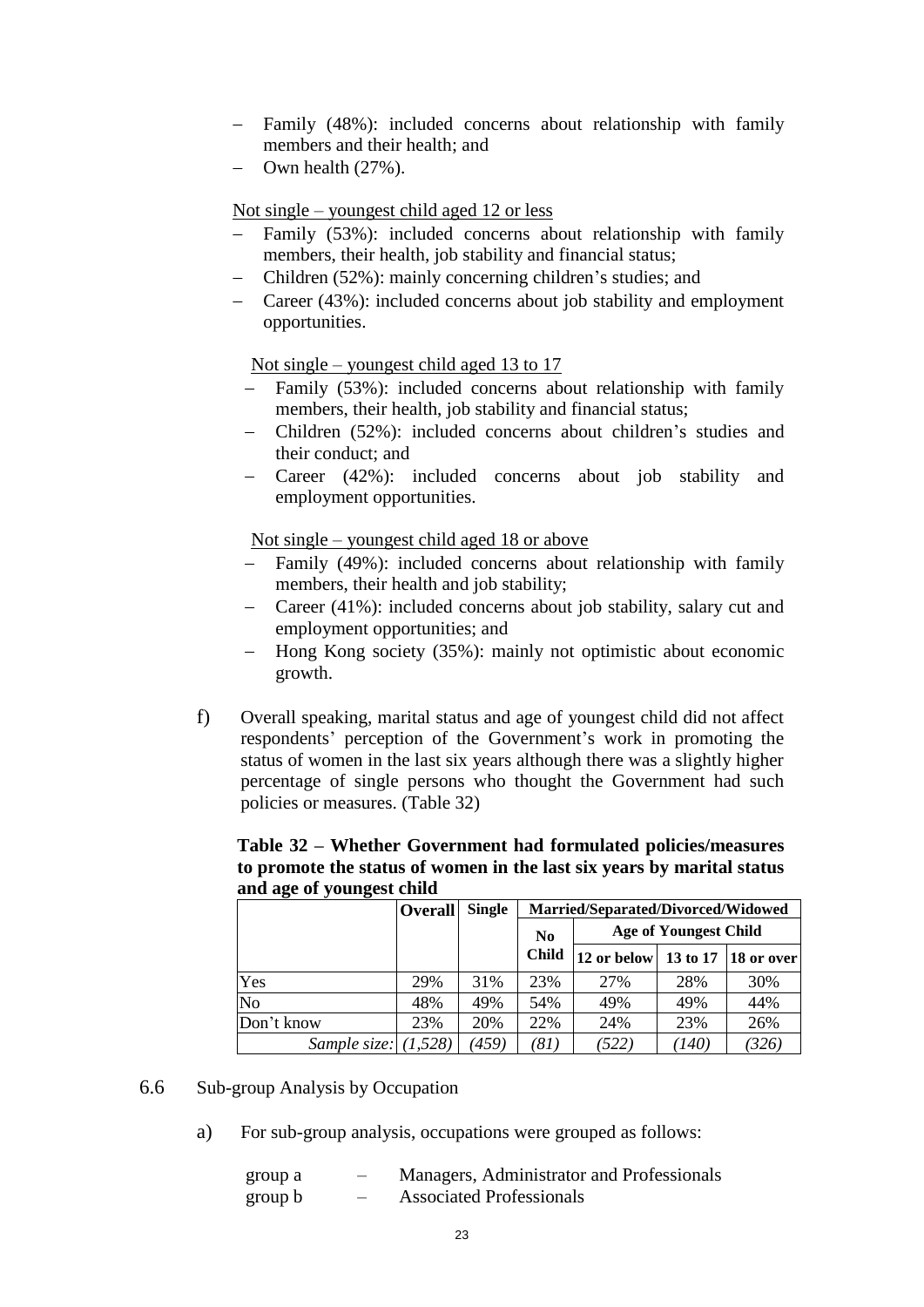- Family (48%): included concerns about relationship with family members and their health; and
- Own health (27%).

Not single – youngest child aged 12 or less

- Family (53%): included concerns about relationship with family members, their health, job stability and financial status;
- Children (52%): mainly concerning children's studies; and
- Career (43%): included concerns about job stability and employment opportunities.

Not single – youngest child aged 13 to 17

- Family (53%): included concerns about relationship with family members, their health, job stability and financial status;
- Children (52%): included concerns about children's studies and their conduct; and
- Career (42%): included concerns about job stability and employment opportunities.

Not single – youngest child aged 18 or above

- Family (49%): included concerns about relationship with family members, their health and job stability;
- Career (41%): included concerns about job stability, salary cut and employment opportunities; and
- Hong Kong society (35%): mainly not optimistic about economic growth.

f) Overall speaking, marital status and age of youngest child did not affect respondents' perception of the Government's work in promoting the status of women in the last six years although there was a slightly higher percentage of single persons who thought the Government had such policies or measures. (Table 32)

**Table 32 – Whether Government had formulated policies/measures to promote the status of women in the last six years by marital status and age of youngest child**

| | Overall | Single | Married/Separated/Divorced/Widowed | | | |
|---|---|---|---|---|---|---|
| | | | No Child | Age of Youngest Child | | |
| | | | | 12 or below | 13 to 17 | 18 or over |
| Yes | 29% | 31% | 23% | 27% | 28% | 30% |
| No | 48% | 49% | 54% | 49% | 49% | 44% |
| Don't know | 23% | 20% | 22% | 24% | 23% | 26% |
| *Sample size:* | *(1,528)* | *(459)* | *(81)* | *(522)* | *(140)* | *(326)* |

6.6 Sub-group Analysis by Occupation

a) For sub-group analysis, occupations were grouped as follows:

| | | |
|---|---|---|
| group a | – | Managers, Administrator and Professionals |
| group b | – | Associated Professionals |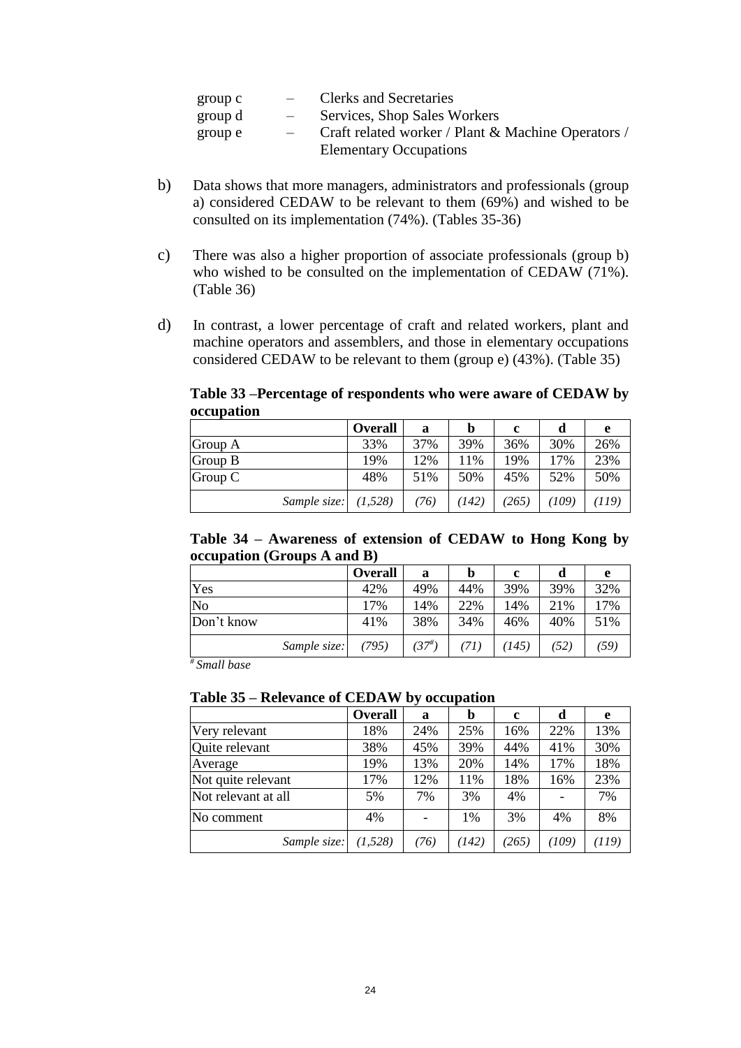| | | |
|---|---|---|
| group c | – | Clerks and Secretaries |
| group d | – | Services, Shop Sales Workers |
| group e | – | Craft related worker / Plant & Machine Operators / Elementary Occupations |

b) Data shows that more managers, administrators and professionals (group a) considered CEDAW to be relevant to them (69%) and wished to be consulted on its implementation (74%). (Tables 35-36)

c) There was also a higher proportion of associate professionals (group b) who wished to be consulted on the implementation of CEDAW (71%). (Table 36)

d) In contrast, a lower percentage of craft and related workers, plant and machine operators and assemblers, and those in elementary occupations considered CEDAW to be relevant to them (group e) (43%). (Table 35)

**Table 33 –Percentage of respondents who were aware of CEDAW by occupation**

| | Overall | a | b | c | d | e |
|---|---|---|---|---|---|---|
| Group A | 33% | 37% | 39% | 36% | 30% | 26% |
| Group B | 19% | 12% | 11% | 19% | 17% | 23% |
| Group C | 48% | 51% | 50% | 45% | 52% | 50% |
| *Sample size:* | *(1,528)* | *(76)* | *(142)* | *(265)* | *(109)* | *(119)* |

**Table 34 – Awareness of extension of CEDAW to Hong Kong by occupation (Groups A and B)**

| | Overall | a | b | c | d | e |
|---|---|---|---|---|---|---|
| Yes | 42% | 49% | 44% | 39% | 39% | 32% |
| No | 17% | 14% | 22% | 14% | 21% | 17% |
| Don't know | 41% | 38% | 34% | 46% | 40% | 51% |
| *Sample size:* | *(795)* | *(37#)* | *(71)* | *(145)* | *(52)* | *(59)* |

*# Small base*

**Table 35 – Relevance of CEDAW by occupation**

| | Overall | a | b | c | d | e |
|---|---|---|---|---|---|---|
| Very relevant | 18% | 24% | 25% | 16% | 22% | 13% |
| Quite relevant | 38% | 45% | 39% | 44% | 41% | 30% |
| Average | 19% | 13% | 20% | 14% | 17% | 18% |
| Not quite relevant | 17% | 12% | 11% | 18% | 16% | 23% |
| Not relevant at all | 5% | 7% | 3% | 4% | - | 7% |
| No comment | 4% | - | 1% | 3% | 4% | 8% |
| *Sample size:* | *(1,528)* | *(76)* | *(142)* | *(265)* | *(109)* | *(119)* |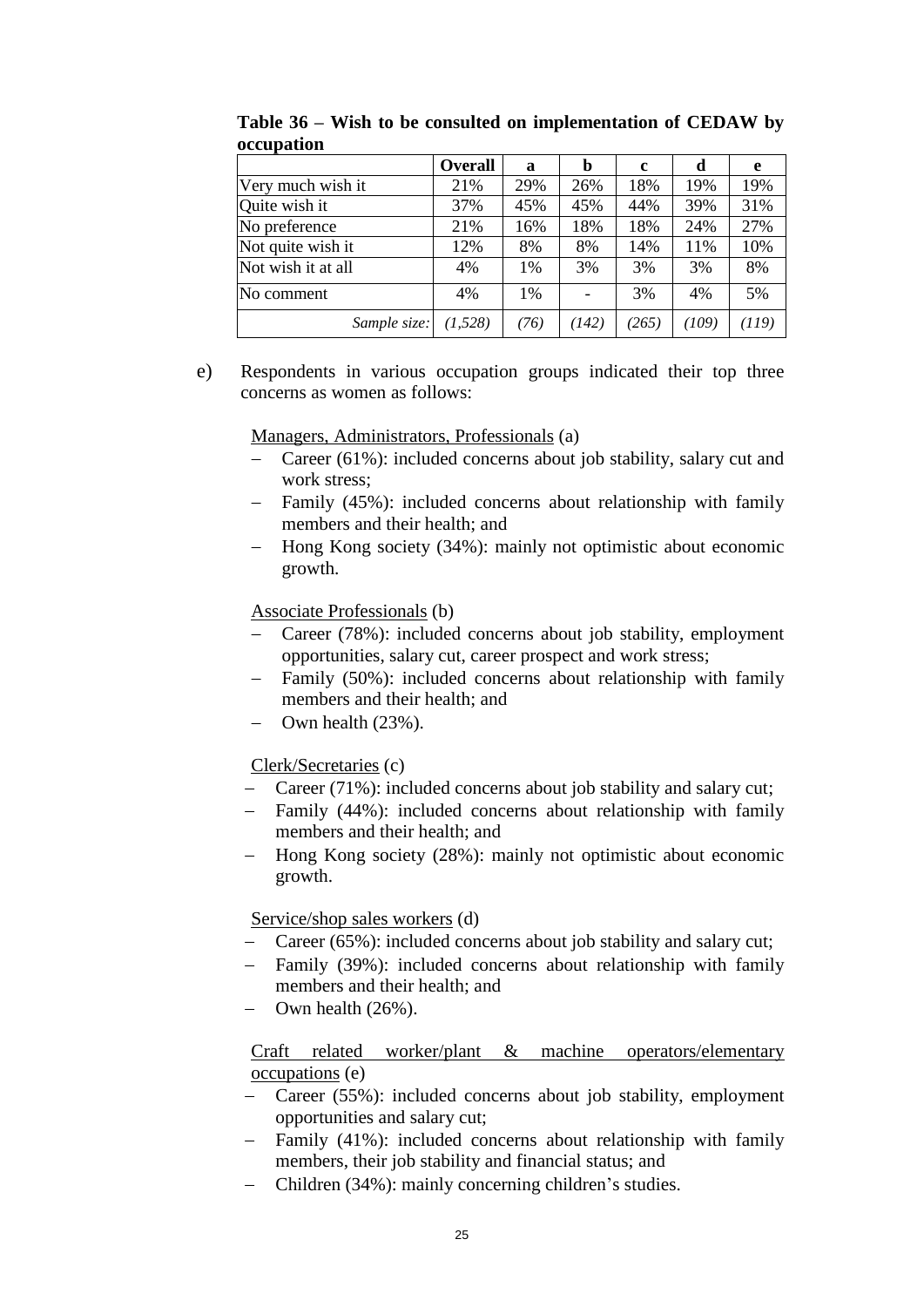**Table 36 – Wish to be consulted on implementation of CEDAW by occupation**

| | **Overall** | **a** | **b** | **c** | **d** | **e** |
|---|---|---|---|---|---|---|
| Very much wish it | 21% | 29% | 26% | 18% | 19% | 19% |
| Quite wish it | 37% | 45% | 45% | 44% | 39% | 31% |
| No preference | 21% | 16% | 18% | 18% | 24% | 27% |
| Not quite wish it | 12% | 8% | 8% | 14% | 11% | 10% |
| Not wish it at all | 4% | 1% | 3% | 3% | 3% | 8% |
| No comment | 4% | 1% | - | 3% | 4% | 5% |
| *Sample size:* | *(1,528)* | *(76)* | *(142)* | *(265)* | *(109)* | *(119)* |

e) Respondents in various occupation groups indicated their top three concerns as women as follows:

Managers, Administrators, Professionals (a)

- Career (61%): included concerns about job stability, salary cut and work stress;
- Family (45%): included concerns about relationship with family members and their health; and
- Hong Kong society (34%): mainly not optimistic about economic growth.

Associate Professionals (b)

- Career (78%): included concerns about job stability, employment opportunities, salary cut, career prospect and work stress;
- Family (50%): included concerns about relationship with family members and their health; and
- Own health (23%).

Clerk/Secretaries (c)

- Career (71%): included concerns about job stability and salary cut;
- Family (44%): included concerns about relationship with family members and their health; and
- Hong Kong society (28%): mainly not optimistic about economic growth.

Service/shop sales workers (d)

- Career (65%): included concerns about job stability and salary cut;
- Family (39%): included concerns about relationship with family members and their health; and
- Own health (26%).

Craft related worker/plant & machine operators/elementary occupations (e)

- Career (55%): included concerns about job stability, employment opportunities and salary cut;
- Family (41%): included concerns about relationship with family members, their job stability and financial status; and
- Children (34%): mainly concerning children's studies.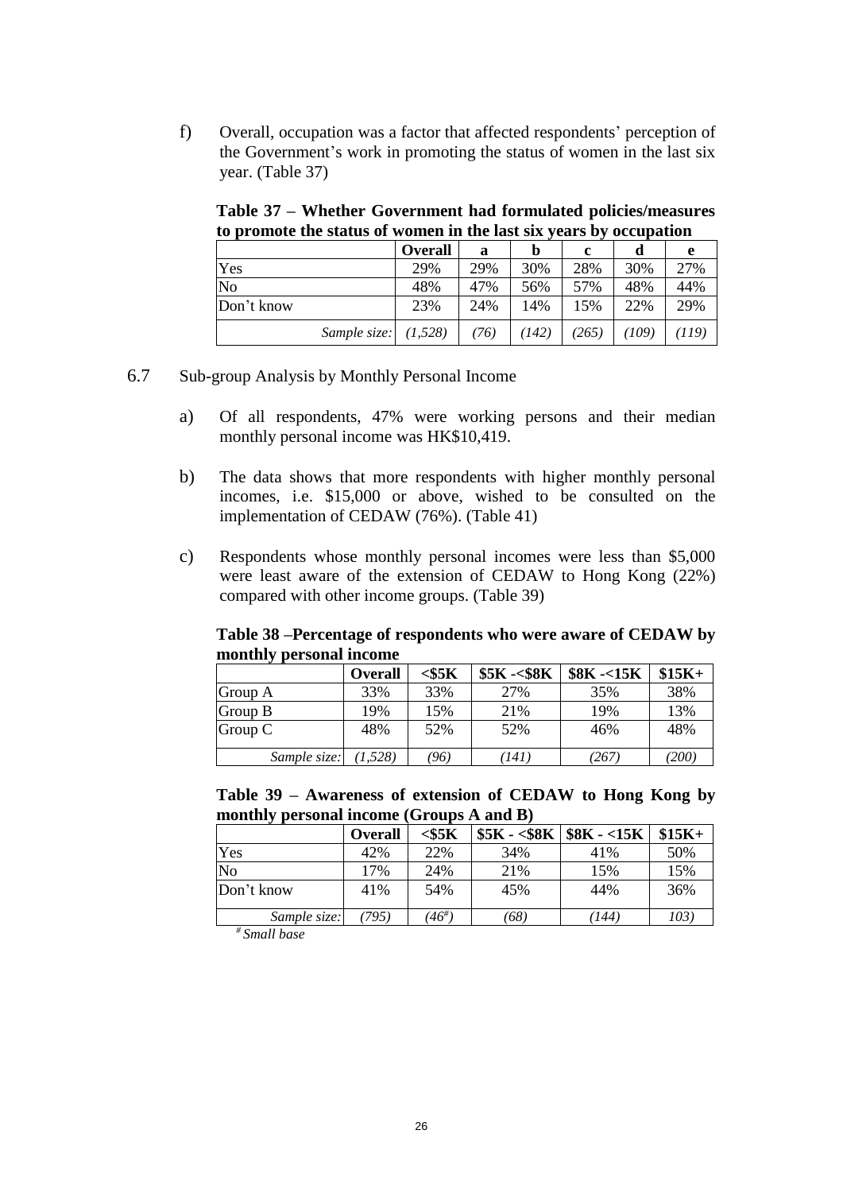f) Overall, occupation was a factor that affected respondents' perception of the Government's work in promoting the status of women in the last six year. (Table 37)

**Table 37 – Whether Government had formulated policies/measures to promote the status of women in the last six years by occupation**

| | Overall | a | b | c | d | e |
|---|---|---|---|---|---|---|
| Yes | 29% | 29% | 30% | 28% | 30% | 27% |
| No | 48% | 47% | 56% | 57% | 48% | 44% |
| Don't know | 23% | 24% | 14% | 15% | 22% | 29% |
| *Sample size:* | *(1,528)* | *(76)* | *(142)* | *(265)* | *(109)* | *(119)* |

6.7 Sub-group Analysis by Monthly Personal Income

a) Of all respondents, 47% were working persons and their median monthly personal income was HK$10,419.

b) The data shows that more respondents with higher monthly personal incomes, i.e. $15,000 or above, wished to be consulted on the implementation of CEDAW (76%). (Table 41)

c) Respondents whose monthly personal incomes were less than $5,000 were least aware of the extension of CEDAW to Hong Kong (22%) compared with other income groups. (Table 39)

**Table 38 –Percentage of respondents who were aware of CEDAW by monthly personal income**

| | Overall | <$5K | $5K -<$8K | $8K -<15K | $15K+ |
|---|---|---|---|---|---|
| Group A | 33% | 33% | 27% | 35% | 38% |
| Group B | 19% | 15% | 21% | 19% | 13% |
| Group C | 48% | 52% | 52% | 46% | 48% |
| *Sample size:* | *(1,528)* | *(96)* | *(141)* | *(267)* | *(200)* |

**Table 39 – Awareness of extension of CEDAW to Hong Kong by monthly personal income (Groups A and B)**

| | Overall | <$5K | $5K - <$8K | $8K - <15K | $15K+ |
|---|---|---|---|---|---|
| Yes | 42% | 22% | 34% | 41% | 50% |
| No | 17% | 24% | 21% | 15% | 15% |
| Don't know | 41% | 54% | 45% | 44% | 36% |
| *Sample size:* | *(795)* | *(46#)* | *(68)* | *(144)* | *103)* |

*# Small base*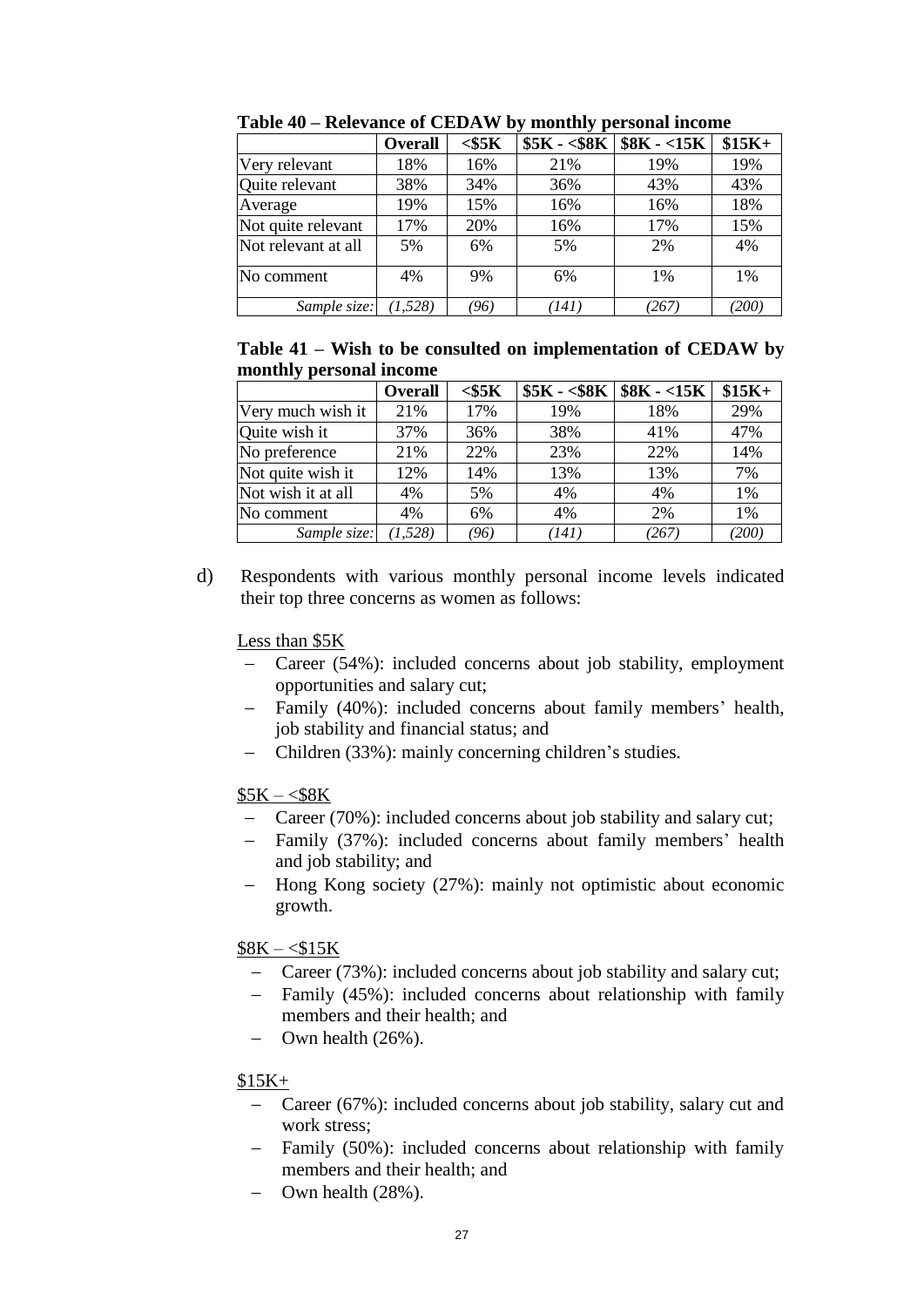**Table 40 – Relevance of CEDAW by monthly personal income**

| | Overall | <$5K | $5K - <$8K | $8K - <15K | $15K+ |
|---|---|---|---|---|---|
| Very relevant | 18% | 16% | 21% | 19% | 19% |
| Quite relevant | 38% | 34% | 36% | 43% | 43% |
| Average | 19% | 15% | 16% | 16% | 18% |
| Not quite relevant | 17% | 20% | 16% | 17% | 15% |
| Not relevant at all | 5% | 6% | 5% | 2% | 4% |
| No comment | 4% | 9% | 6% | 1% | 1% |
| *Sample size:* | *(1,528)* | *(96)* | *(141)* | *(267)* | *(200)* |

**Table 41 – Wish to be consulted on implementation of CEDAW by monthly personal income**

| | Overall | <$5K | $5K - <$8K | $8K - <15K | $15K+ |
|---|---|---|---|---|---|
| Very much wish it | 21% | 17% | 19% | 18% | 29% |
| Quite wish it | 37% | 36% | 38% | 41% | 47% |
| No preference | 21% | 22% | 23% | 22% | 14% |
| Not quite wish it | 12% | 14% | 13% | 13% | 7% |
| Not wish it at all | 4% | 5% | 4% | 4% | 1% |
| No comment | 4% | 6% | 4% | 2% | 1% |
| *Sample size:* | *(1,528)* | *(96)* | *(141)* | *(267)* | *(200)* |

d) Respondents with various monthly personal income levels indicated their top three concerns as women as follows:

Less than $5K

- Career (54%): included concerns about job stability, employment opportunities and salary cut;
- Family (40%): included concerns about family members' health, job stability and financial status; and
- Children (33%): mainly concerning children's studies.

$5K – <$8K

- Career (70%): included concerns about job stability and salary cut;
- Family (37%): included concerns about family members' health and job stability; and
- Hong Kong society (27%): mainly not optimistic about economic growth.

$8K – <$15K

- Career (73%): included concerns about job stability and salary cut;
- Family (45%): included concerns about relationship with family members and their health; and
- Own health (26%).

$15K+

- Career (67%): included concerns about job stability, salary cut and work stress;
- Family (50%): included concerns about relationship with family members and their health; and
- Own health (28%).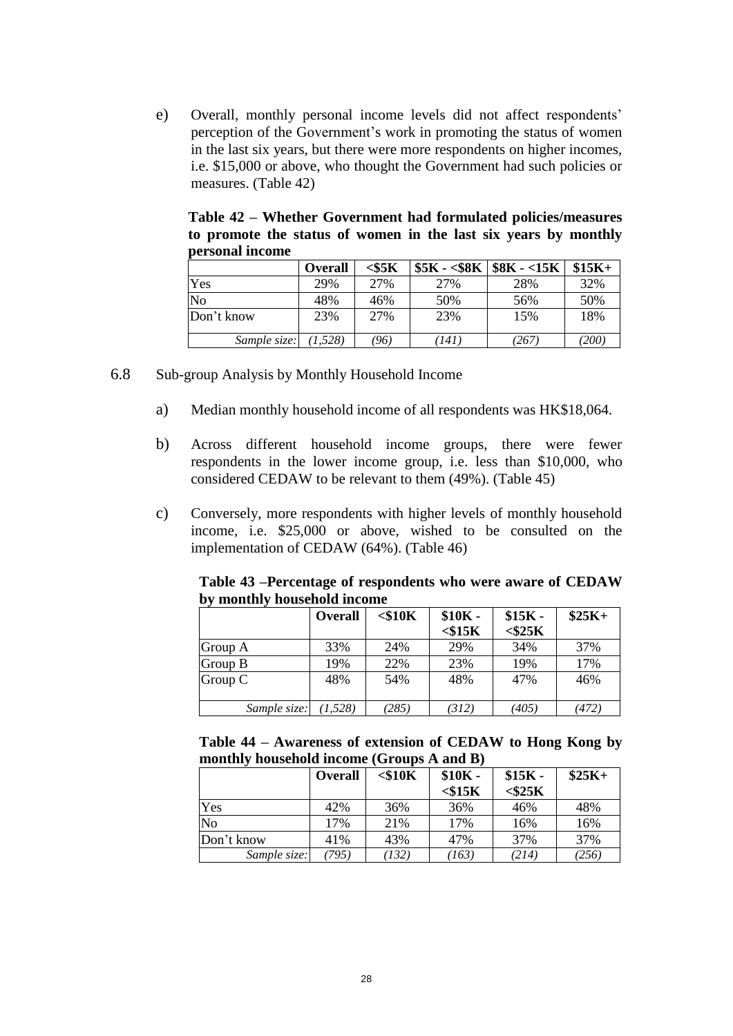e) Overall, monthly personal income levels did not affect respondents' perception of the Government's work in promoting the status of women in the last six years, but there were more respondents on higher incomes, i.e. $15,000 or above, who thought the Government had such policies or measures. (Table 42)

**Table 42 – Whether Government had formulated policies/measures to promote the status of women in the last six years by monthly personal income**

| | Overall | <$5K | $5K - <$8K | $8K - <15K | $15K+ |
|---|---|---|---|---|---|
| Yes | 29% | 27% | 27% | 28% | 32% |
| No | 48% | 46% | 50% | 56% | 50% |
| Don't know | 23% | 27% | 23% | 15% | 18% |
| *Sample size:* | *(1,528)* | *(96)* | *(141)* | *(267)* | *(200)* |

6.8 Sub-group Analysis by Monthly Household Income

a) Median monthly household income of all respondents was HK$18,064.

b) Across different household income groups, there were fewer respondents in the lower income group, i.e. less than $10,000, who considered CEDAW to be relevant to them (49%). (Table 45)

c) Conversely, more respondents with higher levels of monthly household income, i.e. $25,000 or above, wished to be consulted on the implementation of CEDAW (64%). (Table 46)

**Table 43 –Percentage of respondents who were aware of CEDAW by monthly household income**

| | Overall | <$10K | $10K - <$15K | $15K - <$25K | $25K+ |
|---|---|---|---|---|---|
| Group A | 33% | 24% | 29% | 34% | 37% |
| Group B | 19% | 22% | 23% | 19% | 17% |
| Group C | 48% | 54% | 48% | 47% | 46% |
| *Sample size:* | *(1,528)* | *(285)* | *(312)* | *(405)* | *(472)* |

**Table 44 – Awareness of extension of CEDAW to Hong Kong by monthly household income (Groups A and B)**

| | Overall | <$10K | $10K - <$15K | $15K - <$25K | $25K+ |
|---|---|---|---|---|---|
| Yes | 42% | 36% | 36% | 46% | 48% |
| No | 17% | 21% | 17% | 16% | 16% |
| Don't know | 41% | 43% | 47% | 37% | 37% |
| *Sample size:* | *(795)* | *(132)* | *(163)* | *(214)* | *(256)* |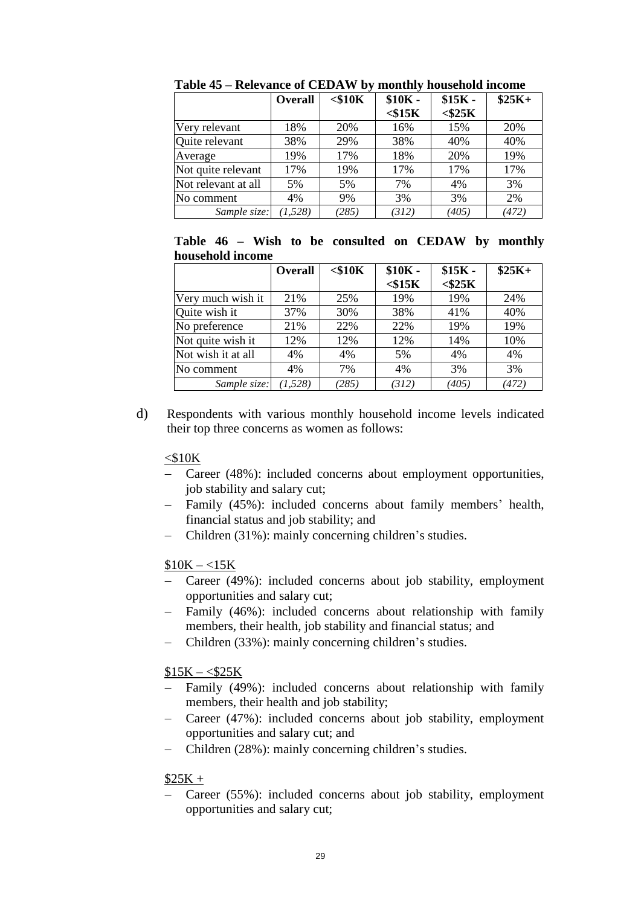**Table 45 – Relevance of CEDAW by monthly household income**

| | Overall | <$10K | $10K - <$15K | $15K - <$25K | $25K+ |
|---|---|---|---|---|---|
| Very relevant | 18% | 20% | 16% | 15% | 20% |
| Quite relevant | 38% | 29% | 38% | 40% | 40% |
| Average | 19% | 17% | 18% | 20% | 19% |
| Not quite relevant | 17% | 19% | 17% | 17% | 17% |
| Not relevant at all | 5% | 5% | 7% | 4% | 3% |
| No comment | 4% | 9% | 3% | 3% | 2% |
| *Sample size:* | *(1,528)* | *(285)* | *(312)* | *(405)* | *(472)* |

**Table 46 – Wish to be consulted on CEDAW by monthly household income**

| | Overall | <$10K | $10K - <$15K | $15K - <$25K | $25K+ |
|---|---|---|---|---|---|
| Very much wish it | 21% | 25% | 19% | 19% | 24% |
| Quite wish it | 37% | 30% | 38% | 41% | 40% |
| No preference | 21% | 22% | 22% | 19% | 19% |
| Not quite wish it | 12% | 12% | 12% | 14% | 10% |
| Not wish it at all | 4% | 4% | 5% | 4% | 4% |
| No comment | 4% | 7% | 4% | 3% | 3% |
| *Sample size:* | *(1,528)* | *(285)* | *(312)* | *(405)* | *(472)* |

d) Respondents with various monthly household income levels indicated their top three concerns as women as follows:

<$10K

- Career (48%): included concerns about employment opportunities, job stability and salary cut;
- Family (45%): included concerns about family members' health, financial status and job stability; and
- Children (31%): mainly concerning children's studies.

$10K – <15K

- Career (49%): included concerns about job stability, employment opportunities and salary cut;
- Family (46%): included concerns about relationship with family members, their health, job stability and financial status; and
- Children (33%): mainly concerning children's studies.

$15K – <$25K

- Family (49%): included concerns about relationship with family members, their health and job stability;
- Career (47%): included concerns about job stability, employment opportunities and salary cut; and
- Children (28%): mainly concerning children's studies.

$25K +

- Career (55%): included concerns about job stability, employment opportunities and salary cut;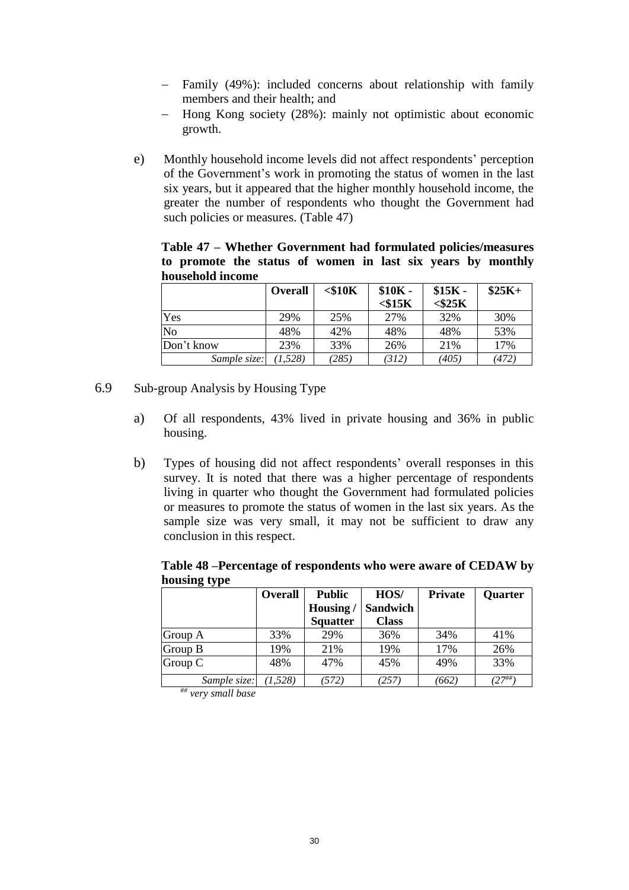- Family (49%): included concerns about relationship with family members and their health; and
- Hong Kong society (28%): mainly not optimistic about economic growth.

e) Monthly household income levels did not affect respondents' perception of the Government's work in promoting the status of women in the last six years, but it appeared that the higher monthly household income, the greater the number of respondents who thought the Government had such policies or measures. (Table 47)

**Table 47 – Whether Government had formulated policies/measures to promote the status of women in last six years by monthly household income**

| | Overall | <$10K | $10K - <$15K | $15K - <$25K | $25K+ |
|---|---|---|---|---|---|
| Yes | 29% | 25% | 27% | 32% | 30% |
| No | 48% | 42% | 48% | 48% | 53% |
| Don't know | 23% | 33% | 26% | 21% | 17% |
| *Sample size:* | *(1,528)* | *(285)* | *(312)* | *(405)* | *(472)* |

## 6.9 Sub-group Analysis by Housing Type

a) Of all respondents, 43% lived in private housing and 36% in public housing.

b) Types of housing did not affect respondents' overall responses in this survey. It is noted that there was a higher percentage of respondents living in quarter who thought the Government had formulated policies or measures to promote the status of women in the last six years. As the sample size was very small, it may not be sufficient to draw any conclusion in this respect.

**Table 48 –Percentage of respondents who were aware of CEDAW by housing type**

| | Overall | Public Housing / Squatter | HOS/ Sandwich Class | Private | Quarter |
|---|---|---|---|---|---|
| Group A | 33% | 29% | 36% | 34% | 41% |
| Group B | 19% | 21% | 19% | 17% | 26% |
| Group C | 48% | 47% | 45% | 49% | 33% |
| *Sample size:* | *(1,528)* | *(572)* | *(257)* | *(662)* | *(27##)* |

*## very small base*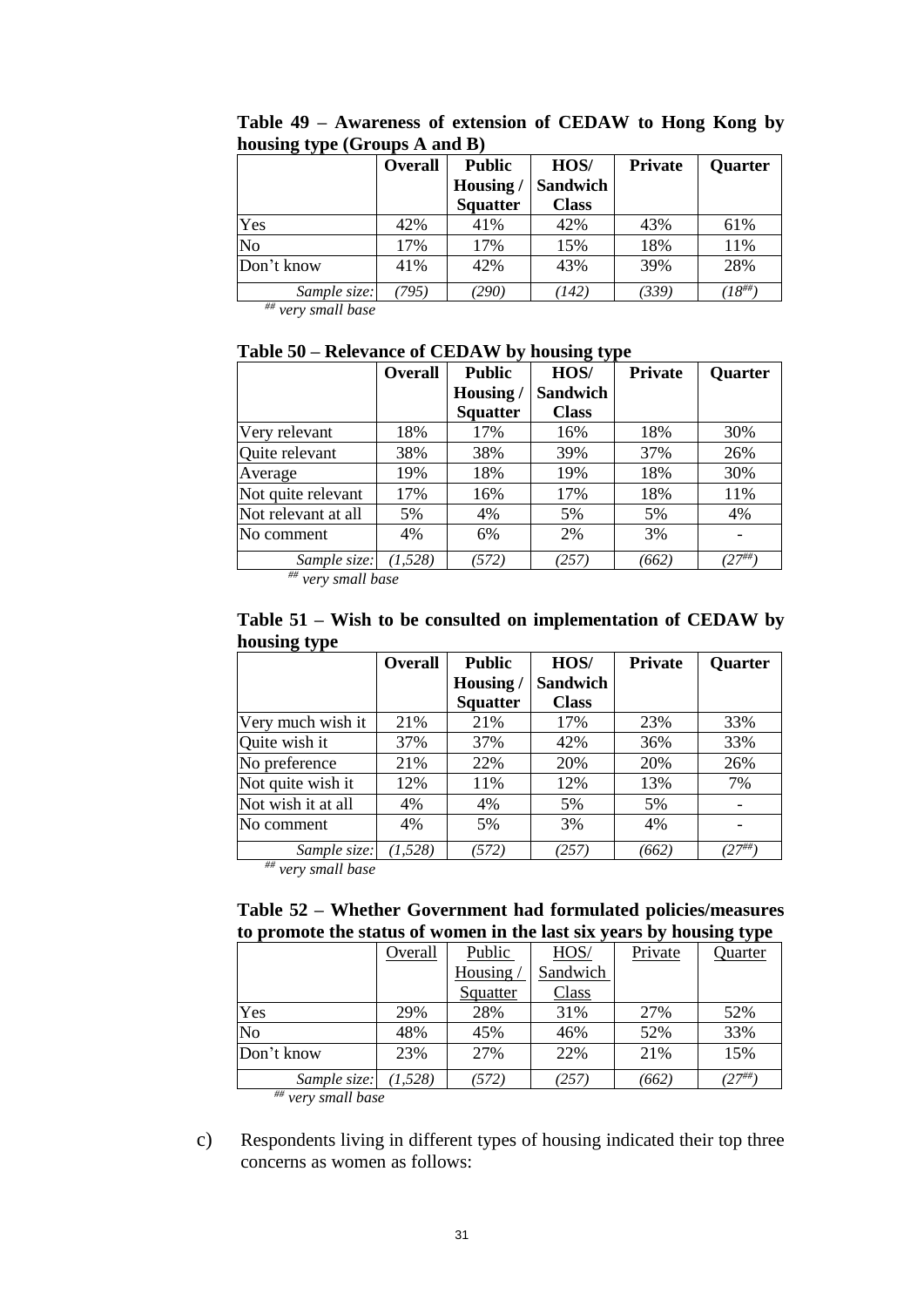**Table 49 – Awareness of extension of CEDAW to Hong Kong by housing type (Groups A and B)**

| | Overall | Public Housing / Squatter | HOS/ Sandwich Class | Private | Quarter |
|---|---|---|---|---|---|
| Yes | 42% | 41% | 42% | 43% | 61% |
| No | 17% | 17% | 15% | 18% | 11% |
| Don't know | 41% | 42% | 43% | 39% | 28% |
| *Sample size:* | *(795)* | *(290)* | *(142)* | *(339)* | *(18##)* |

*## very small base*

**Table 50 – Relevance of CEDAW by housing type**

| | Overall | Public Housing / Squatter | HOS/ Sandwich Class | Private | Quarter |
|---|---|---|---|---|---|
| Very relevant | 18% | 17% | 16% | 18% | 30% |
| Quite relevant | 38% | 38% | 39% | 37% | 26% |
| Average | 19% | 18% | 19% | 18% | 30% |
| Not quite relevant | 17% | 16% | 17% | 18% | 11% |
| Not relevant at all | 5% | 4% | 5% | 5% | 4% |
| No comment | 4% | 6% | 2% | 3% | - |
| *Sample size:* | *(1,528)* | *(572)* | *(257)* | *(662)* | *(27##)* |

*## very small base*

**Table 51 – Wish to be consulted on implementation of CEDAW by housing type**

| | Overall | Public Housing / Squatter | HOS/ Sandwich Class | Private | Quarter |
|---|---|---|---|---|---|
| Very much wish it | 21% | 21% | 17% | 23% | 33% |
| Quite wish it | 37% | 37% | 42% | 36% | 33% |
| No preference | 21% | 22% | 20% | 20% | 26% |
| Not quite wish it | 12% | 11% | 12% | 13% | 7% |
| Not wish it at all | 4% | 4% | 5% | 5% | - |
| No comment | 4% | 5% | 3% | 4% | - |
| *Sample size:* | *(1,528)* | *(572)* | *(257)* | *(662)* | *(27##)* |

*## very small base*

**Table 52 – Whether Government had formulated policies/measures to promote the status of women in the last six years by housing type**

| | Overall | Public Housing / Squatter | HOS/ Sandwich Class | Private | Quarter |
|---|---|---|---|---|---|
| Yes | 29% | 28% | 31% | 27% | 52% |
| No | 48% | 45% | 46% | 52% | 33% |
| Don't know | 23% | 27% | 22% | 21% | 15% |
| *Sample size:* | *(1,528)* | *(572)* | *(257)* | *(662)* | *(27##)* |

*## very small base*

c) Respondents living in different types of housing indicated their top three concerns as women as follows: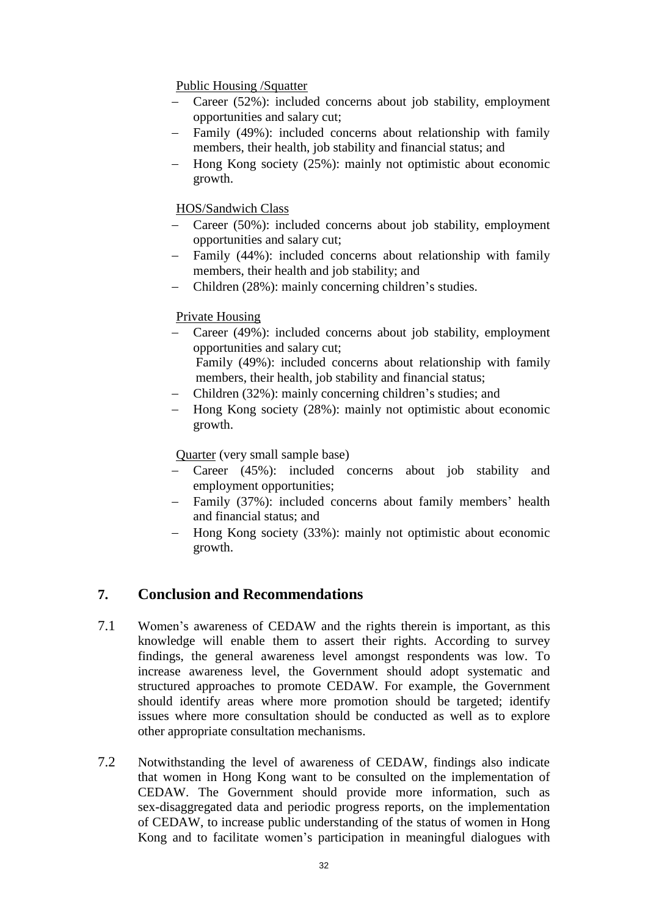Public Housing /Squatter

- Career (52%): included concerns about job stability, employment opportunities and salary cut;
- Family (49%): included concerns about relationship with family members, their health, job stability and financial status; and
- Hong Kong society (25%): mainly not optimistic about economic growth.

HOS/Sandwich Class

- Career (50%): included concerns about job stability, employment opportunities and salary cut;
- Family (44%): included concerns about relationship with family members, their health and job stability; and
- Children (28%): mainly concerning children's studies.

Private Housing

- Career (49%): included concerns about job stability, employment opportunities and salary cut;
  Family (49%): included concerns about relationship with family members, their health, job stability and financial status;
- Children (32%): mainly concerning children's studies; and
- Hong Kong society (28%): mainly not optimistic about economic growth.

Quarter (very small sample base)

- Career (45%): included concerns about job stability and employment opportunities;
- Family (37%): included concerns about family members' health and financial status; and
- Hong Kong society (33%): mainly not optimistic about economic growth.

## 7. Conclusion and Recommendations

7.1 Women's awareness of CEDAW and the rights therein is important, as this knowledge will enable them to assert their rights. According to survey findings, the general awareness level amongst respondents was low. To increase awareness level, the Government should adopt systematic and structured approaches to promote CEDAW. For example, the Government should identify areas where more promotion should be targeted; identify issues where more consultation should be conducted as well as to explore other appropriate consultation mechanisms.

7.2 Notwithstanding the level of awareness of CEDAW, findings also indicate that women in Hong Kong want to be consulted on the implementation of CEDAW. The Government should provide more information, such as sex-disaggregated data and periodic progress reports, on the implementation of CEDAW, to increase public understanding of the status of women in Hong Kong and to facilitate women's participation in meaningful dialogues with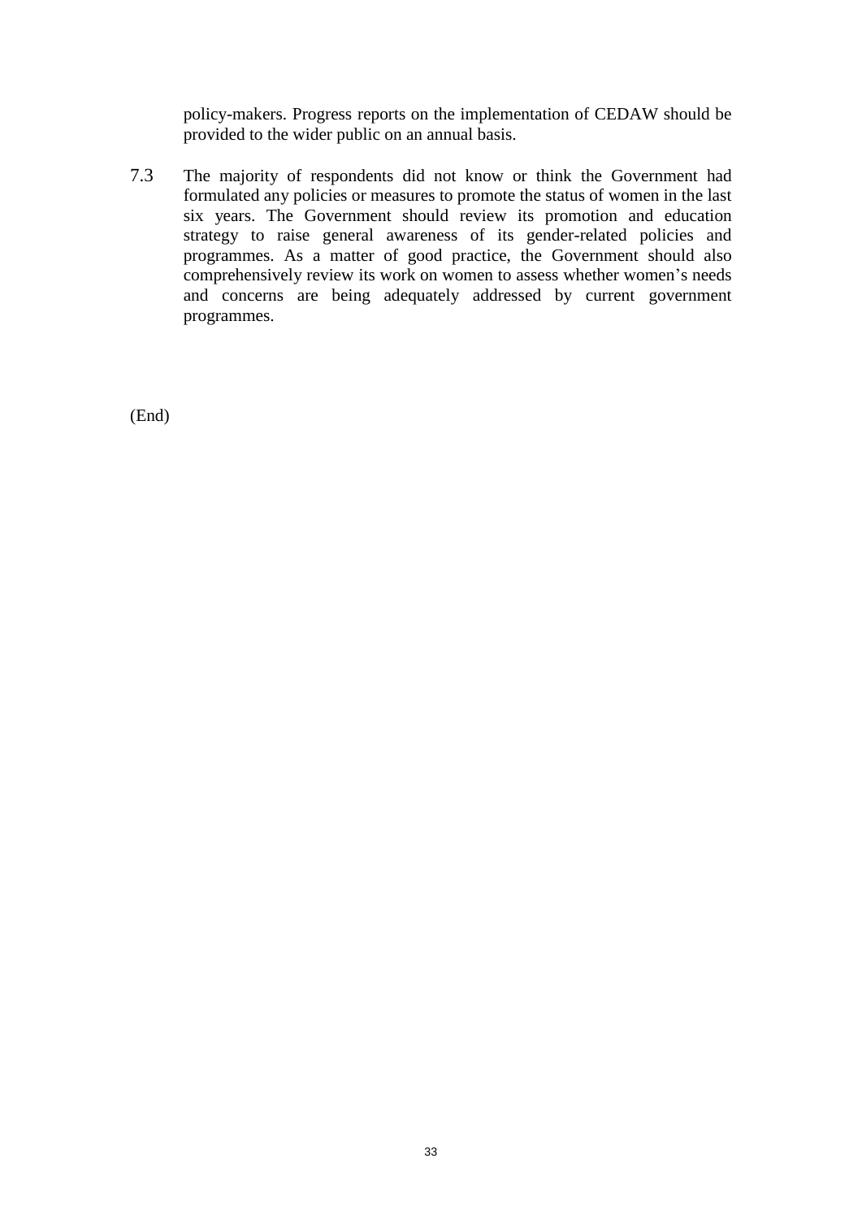policy-makers. Progress reports on the implementation of CEDAW should be provided to the wider public on an annual basis.

7.3 The majority of respondents did not know or think the Government had formulated any policies or measures to promote the status of women in the last six years. The Government should review its promotion and education strategy to raise general awareness of its gender-related policies and programmes. As a matter of good practice, the Government should also comprehensively review its work on women to assess whether women's needs and concerns are being adequately addressed by current government programmes.

(End)